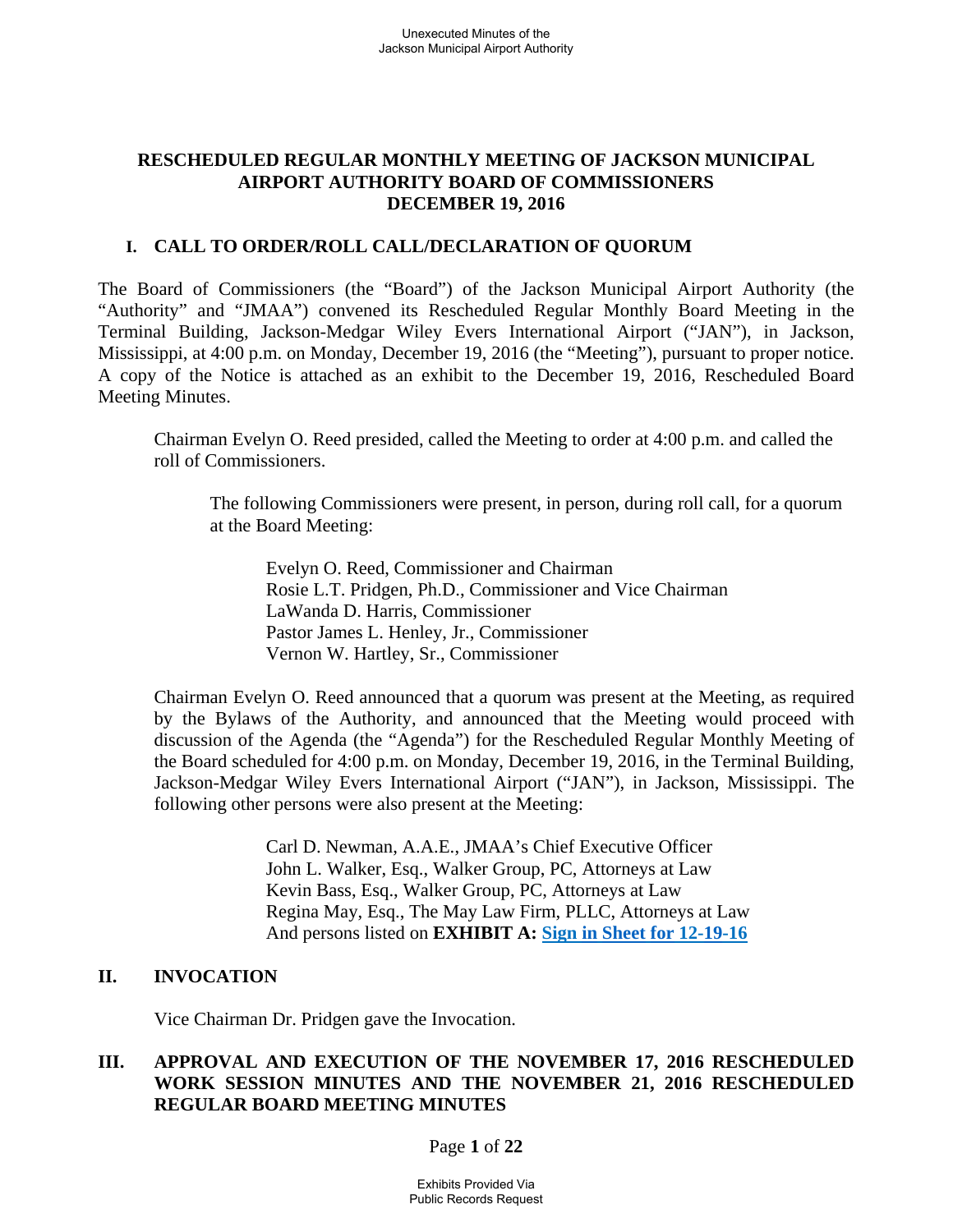# RESCHEDULED REGULAR MONTHLY MEETING OF JACKSON MUNICIPAL AIRPORT AUTHORITY BOARD OF COMMISSIONERS
# DECEMBER 19, 2016

## I. CALL TO ORDER/ROLL CALL/DECLARATION OF QUORUM

The Board of Commissioners (the "Board") of the Jackson Municipal Airport Authority (the "Authority" and "JMAA") convened its Rescheduled Regular Monthly Board Meeting in the Terminal Building, Jackson-Medgar Wiley Evers International Airport ("JAN"), in Jackson, Mississippi, at 4:00 p.m. on Monday, December 19, 2016 (the "Meeting"), pursuant to proper notice. A copy of the Notice is attached as an exhibit to the December 19, 2016, Rescheduled Board Meeting Minutes.

Chairman Evelyn O. Reed presided, called the Meeting to order at 4:00 p.m. and called the roll of Commissioners.

The following Commissioners were present, in person, during roll call, for a quorum at the Board Meeting:

Evelyn O. Reed, Commissioner and Chairman
Rosie L.T. Pridgen, Ph.D., Commissioner and Vice Chairman
LaWanda D. Harris, Commissioner
Pastor James L. Henley, Jr., Commissioner
Vernon W. Hartley, Sr., Commissioner

Chairman Evelyn O. Reed announced that a quorum was present at the Meeting, as required by the Bylaws of the Authority, and announced that the Meeting would proceed with discussion of the Agenda (the "Agenda") for the Rescheduled Regular Monthly Meeting of the Board scheduled for 4:00 p.m. on Monday, December 19, 2016, in the Terminal Building, Jackson-Medgar Wiley Evers International Airport ("JAN"), in Jackson, Mississippi. The following other persons were also present at the Meeting:

Carl D. Newman, A.A.E., JMAA's Chief Executive Officer
John L. Walker, Esq., Walker Group, PC, Attorneys at Law
Kevin Bass, Esq., Walker Group, PC, Attorneys at Law
Regina May, Esq., The May Law Firm, PLLC, Attorneys at Law
And persons listed on **EXHIBIT A:** **Sign in Sheet for 12-19-16**

## II. INVOCATION

Vice Chairman Dr. Pridgen gave the Invocation.

## III. APPROVAL AND EXECUTION OF THE NOVEMBER 17, 2016 RESCHEDULED WORK SESSION MINUTES AND THE NOVEMBER 21, 2016 RESCHEDULED REGULAR BOARD MEETING MINUTES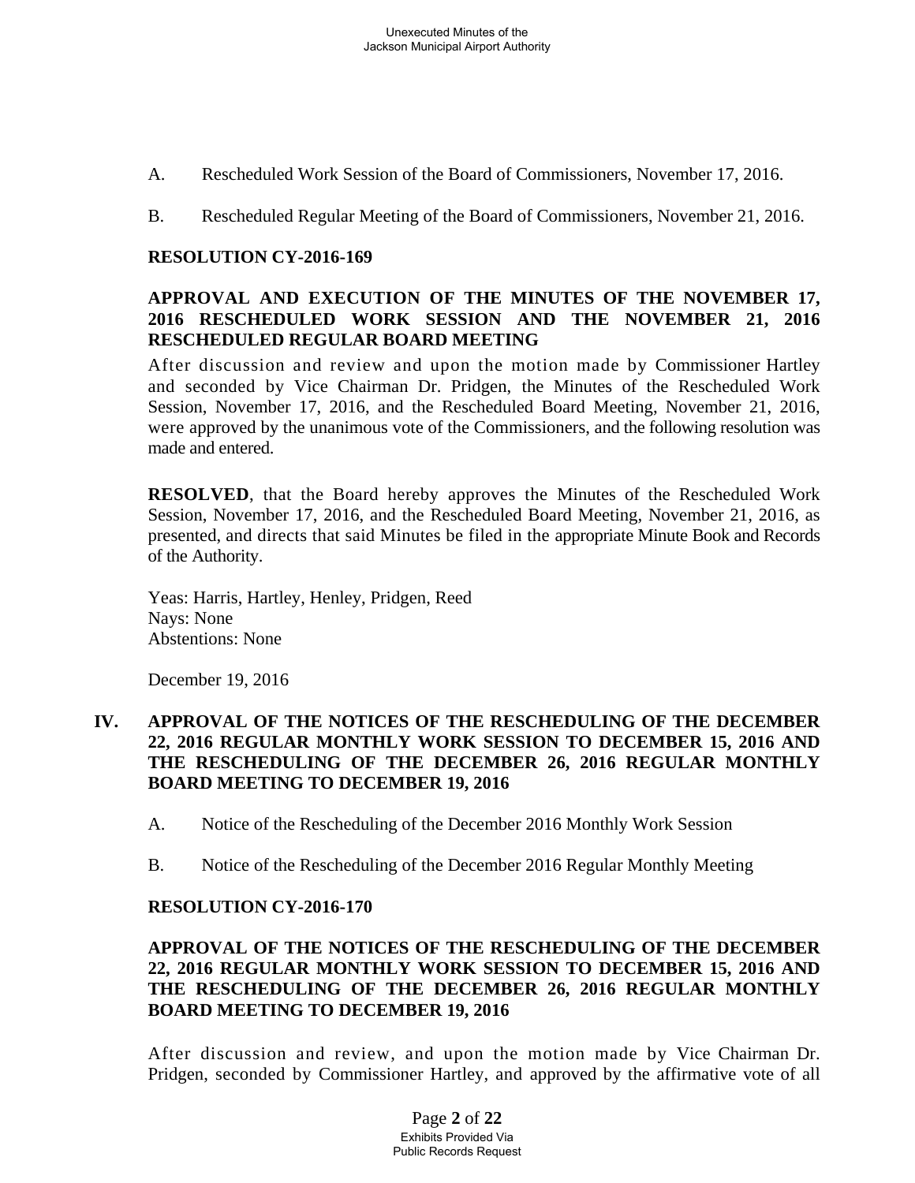A. Rescheduled Work Session of the Board of Commissioners, November 17, 2016.

B. Rescheduled Regular Meeting of the Board of Commissioners, November 21, 2016.

**RESOLUTION CY-2016-169**

**APPROVAL AND EXECUTION OF THE MINUTES OF THE NOVEMBER 17, 2016 RESCHEDULED WORK SESSION AND THE NOVEMBER 21, 2016 RESCHEDULED REGULAR BOARD MEETING**

After discussion and review and upon the motion made by Commissioner Hartley and seconded by Vice Chairman Dr. Pridgen, the Minutes of the Rescheduled Work Session, November 17, 2016, and the Rescheduled Board Meeting, November 21, 2016, were approved by the unanimous vote of the Commissioners, and the following resolution was made and entered.

**RESOLVED**, that the Board hereby approves the Minutes of the Rescheduled Work Session, November 17, 2016, and the Rescheduled Board Meeting, November 21, 2016, as presented, and directs that said Minutes be filed in the appropriate Minute Book and Records of the Authority.

Yeas: Harris, Hartley, Henley, Pridgen, Reed
Nays: None
Abstentions: None

December 19, 2016

## IV. APPROVAL OF THE NOTICES OF THE RESCHEDULING OF THE DECEMBER 22, 2016 REGULAR MONTHLY WORK SESSION TO DECEMBER 15, 2016 AND THE RESCHEDULING OF THE DECEMBER 26, 2016 REGULAR MONTHLY BOARD MEETING TO DECEMBER 19, 2016

A. Notice of the Rescheduling of the December 2016 Monthly Work Session

B. Notice of the Rescheduling of the December 2016 Regular Monthly Meeting

**RESOLUTION CY-2016-170**

**APPROVAL OF THE NOTICES OF THE RESCHEDULING OF THE DECEMBER 22, 2016 REGULAR MONTHLY WORK SESSION TO DECEMBER 15, 2016 AND THE RESCHEDULING OF THE DECEMBER 26, 2016 REGULAR MONTHLY BOARD MEETING TO DECEMBER 19, 2016**

After discussion and review, and upon the motion made by Vice Chairman Dr. Pridgen, seconded by Commissioner Hartley, and approved by the affirmative vote of all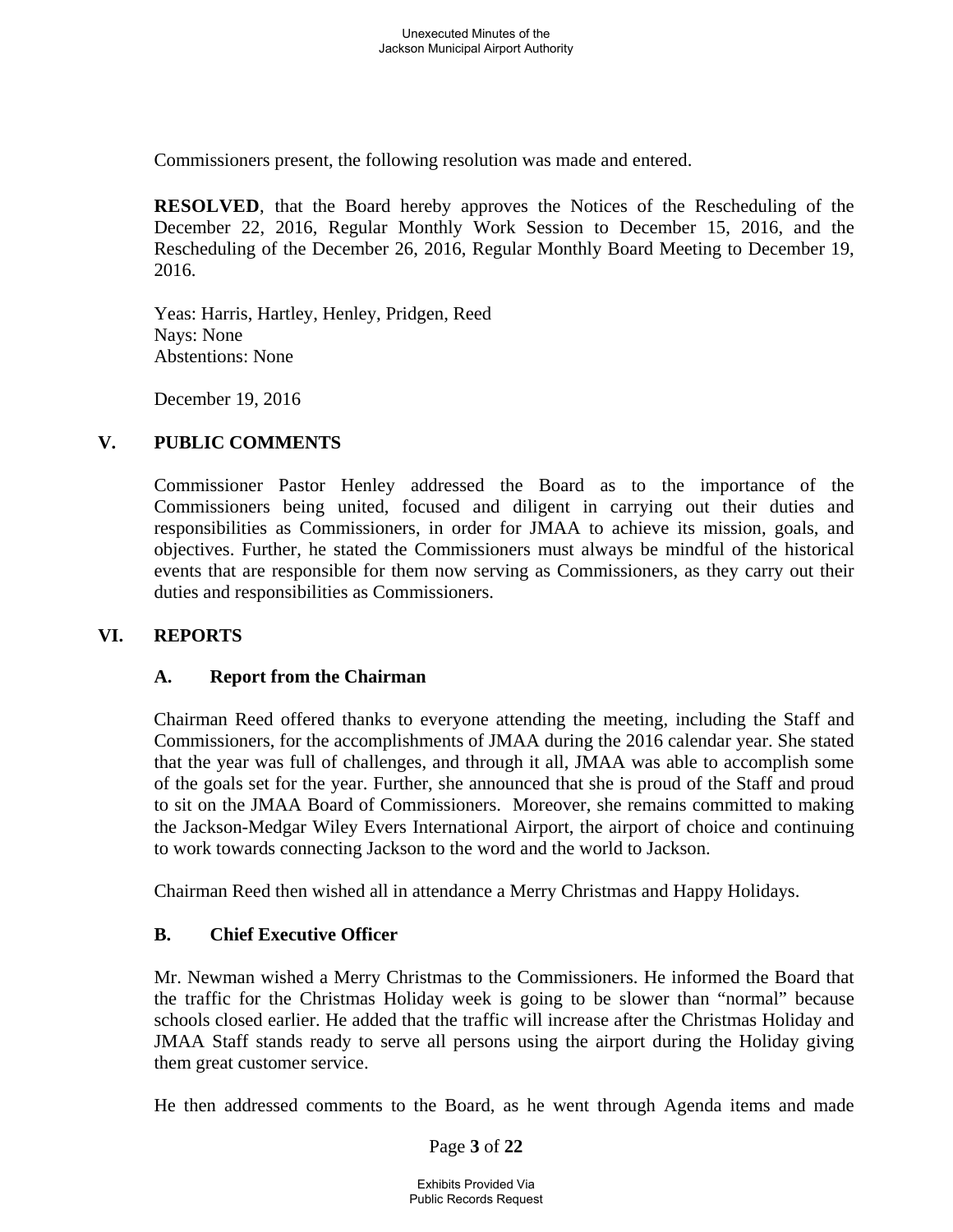Commissioners present, the following resolution was made and entered.

**RESOLVED**, that the Board hereby approves the Notices of the Rescheduling of the December 22, 2016, Regular Monthly Work Session to December 15, 2016, and the Rescheduling of the December 26, 2016, Regular Monthly Board Meeting to December 19, 2016.

Yeas: Harris, Hartley, Henley, Pridgen, Reed
Nays: None
Abstentions: None

December 19, 2016

## V. PUBLIC COMMENTS

Commissioner Pastor Henley addressed the Board as to the importance of the Commissioners being united, focused and diligent in carrying out their duties and responsibilities as Commissioners, in order for JMAA to achieve its mission, goals, and objectives. Further, he stated the Commissioners must always be mindful of the historical events that are responsible for them now serving as Commissioners, as they carry out their duties and responsibilities as Commissioners.

## VI. REPORTS

### A. Report from the Chairman

Chairman Reed offered thanks to everyone attending the meeting, including the Staff and Commissioners, for the accomplishments of JMAA during the 2016 calendar year. She stated that the year was full of challenges, and through it all, JMAA was able to accomplish some of the goals set for the year. Further, she announced that she is proud of the Staff and proud to sit on the JMAA Board of Commissioners. Moreover, she remains committed to making the Jackson-Medgar Wiley Evers International Airport, the airport of choice and continuing to work towards connecting Jackson to the word and the world to Jackson.

Chairman Reed then wished all in attendance a Merry Christmas and Happy Holidays.

### B. Chief Executive Officer

Mr. Newman wished a Merry Christmas to the Commissioners. He informed the Board that the traffic for the Christmas Holiday week is going to be slower than "normal" because schools closed earlier. He added that the traffic will increase after the Christmas Holiday and JMAA Staff stands ready to serve all persons using the airport during the Holiday giving them great customer service.

He then addressed comments to the Board, as he went through Agenda items and made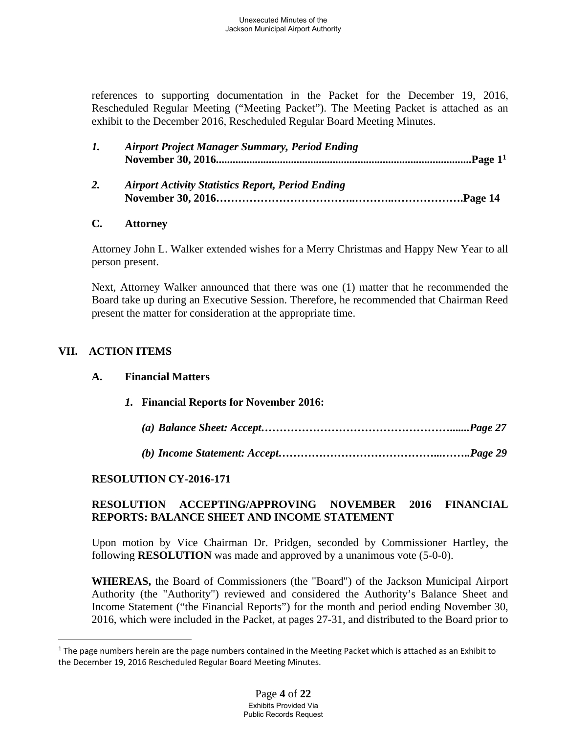references to supporting documentation in the Packet for the December 19, 2016, Rescheduled Regular Meeting ("Meeting Packet"). The Meeting Packet is attached as an exhibit to the December 2016, Rescheduled Regular Board Meeting Minutes.

*1.* ***Airport Project Manager Summary, Period Ending*** **November 30, 2016.........................................................................................Page 1**[1]

*2.* ***Airport Activity Statistics Report, Period Ending*** **November 30, 2016……………………………..………..……………….Page 14**

**C. Attorney**

Attorney John L. Walker extended wishes for a Merry Christmas and Happy New Year to all person present.

Next, Attorney Walker announced that there was one (1) matter that he recommended the Board take up during an Executive Session. Therefore, he recommended that Chairman Reed present the matter for consideration at the appropriate time.

## VII. ACTION ITEMS

### A. Financial Matters

***1.* Financial Reports for November 2016:**

***(a) Balance Sheet: Accept…………………………………………….......Page 27***

***(b) Income Statement: Accept…………………………………...……..Page 29***

**RESOLUTION CY-2016-171**

**RESOLUTION ACCEPTING/APPROVING NOVEMBER 2016 FINANCIAL REPORTS: BALANCE SHEET AND INCOME STATEMENT**

Upon motion by Vice Chairman Dr. Pridgen, seconded by Commissioner Hartley, the following **RESOLUTION** was made and approved by a unanimous vote (5-0-0).

**WHEREAS,** the Board of Commissioners (the "Board") of the Jackson Municipal Airport Authority (the "Authority") reviewed and considered the Authority's Balance Sheet and Income Statement ("the Financial Reports") for the month and period ending November 30, 2016, which were included in the Packet, at pages 27-31, and distributed to the Board prior to

[1] The page numbers herein are the page numbers contained in the Meeting Packet which is attached as an Exhibit to the December 19, 2016 Rescheduled Regular Board Meeting Minutes.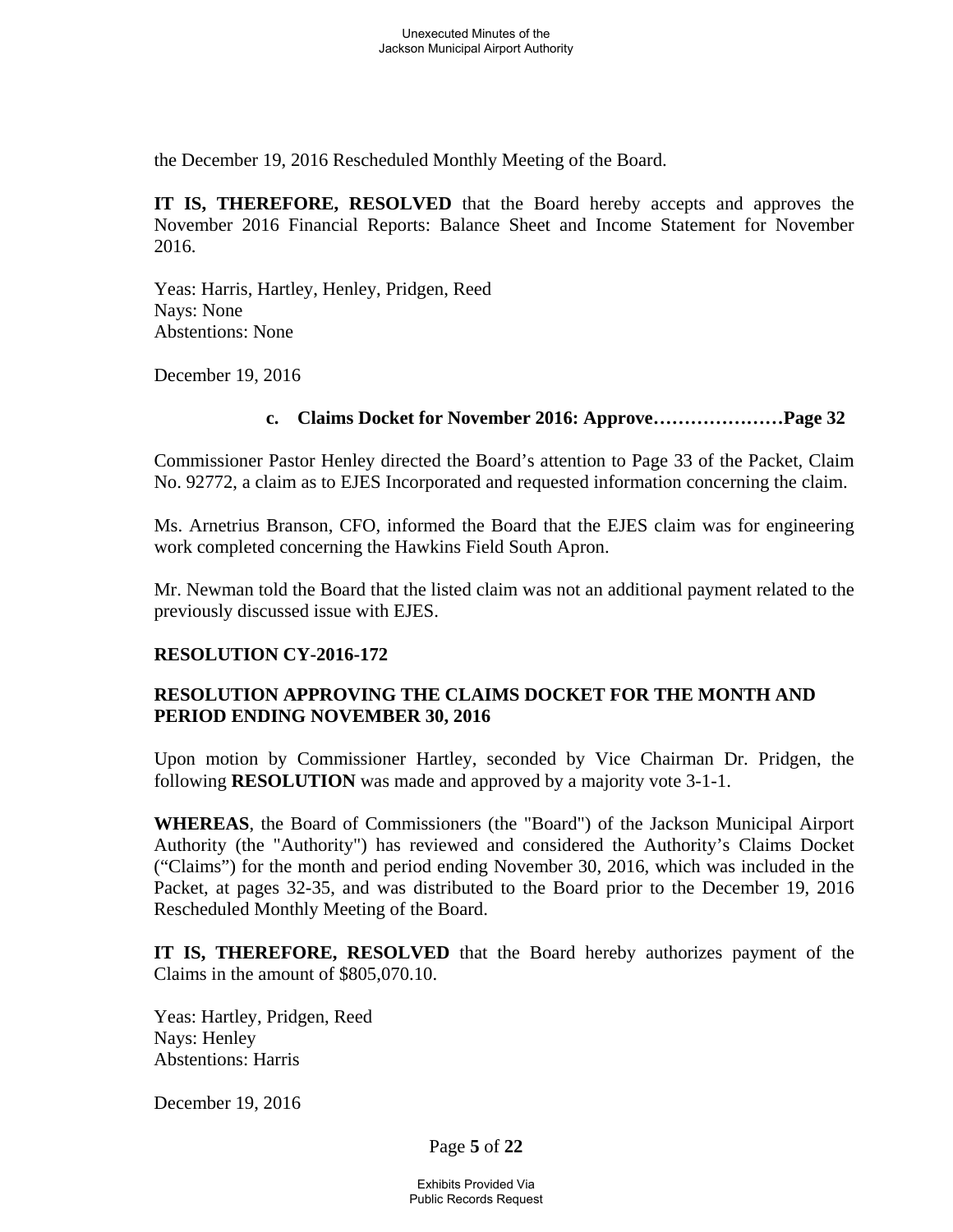the December 19, 2016 Rescheduled Monthly Meeting of the Board.

**IT IS, THEREFORE, RESOLVED** that the Board hereby accepts and approves the November 2016 Financial Reports: Balance Sheet and Income Statement for November 2016.

Yeas: Harris, Hartley, Henley, Pridgen, Reed
Nays: None
Abstentions: None

December 19, 2016

**c. Claims Docket for November 2016: Approve…………………Page 32**

Commissioner Pastor Henley directed the Board's attention to Page 33 of the Packet, Claim No. 92772, a claim as to EJES Incorporated and requested information concerning the claim.

Ms. Arnetrius Branson, CFO, informed the Board that the EJES claim was for engineering work completed concerning the Hawkins Field South Apron.

Mr. Newman told the Board that the listed claim was not an additional payment related to the previously discussed issue with EJES.

**RESOLUTION CY-2016-172**

**RESOLUTION APPROVING THE CLAIMS DOCKET FOR THE MONTH AND PERIOD ENDING NOVEMBER 30, 2016**

Upon motion by Commissioner Hartley, seconded by Vice Chairman Dr. Pridgen, the following **RESOLUTION** was made and approved by a majority vote 3-1-1.

**WHEREAS**, the Board of Commissioners (the "Board") of the Jackson Municipal Airport Authority (the "Authority") has reviewed and considered the Authority's Claims Docket ("Claims") for the month and period ending November 30, 2016, which was included in the Packet, at pages 32-35, and was distributed to the Board prior to the December 19, 2016 Rescheduled Monthly Meeting of the Board.

**IT IS, THEREFORE, RESOLVED** that the Board hereby authorizes payment of the Claims in the amount of $805,070.10.

Yeas: Hartley, Pridgen, Reed
Nays: Henley
Abstentions: Harris

December 19, 2016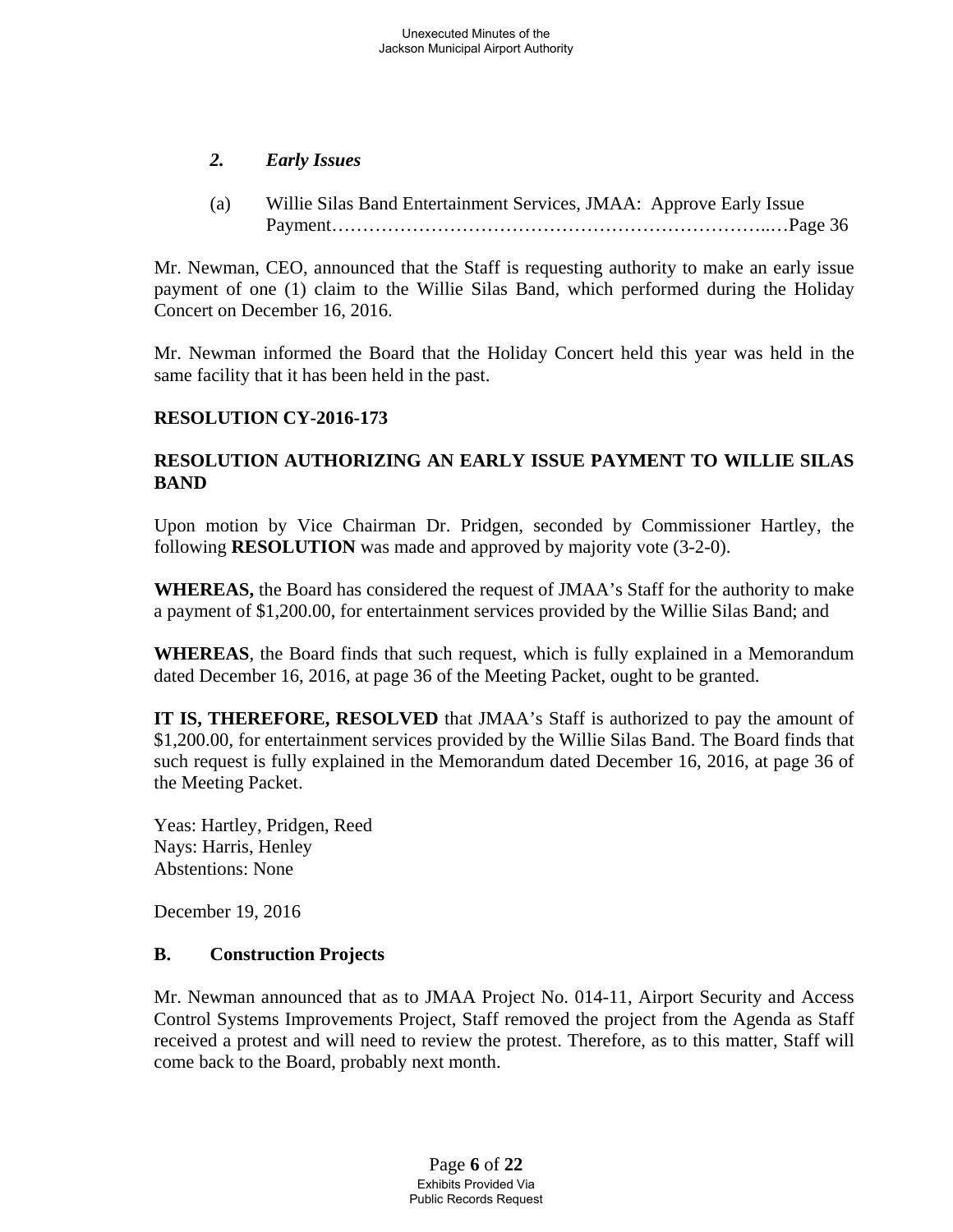### *2. Early Issues*

(a) Willie Silas Band Entertainment Services, JMAA: Approve Early Issue Payment……………………………………………………………..…Page 36

Mr. Newman, CEO, announced that the Staff is requesting authority to make an early issue payment of one (1) claim to the Willie Silas Band, which performed during the Holiday Concert on December 16, 2016.

Mr. Newman informed the Board that the Holiday Concert held this year was held in the same facility that it has been held in the past.

**RESOLUTION CY-2016-173**

**RESOLUTION AUTHORIZING AN EARLY ISSUE PAYMENT TO WILLIE SILAS BAND**

Upon motion by Vice Chairman Dr. Pridgen, seconded by Commissioner Hartley, the following **RESOLUTION** was made and approved by majority vote (3-2-0).

**WHEREAS,** the Board has considered the request of JMAA's Staff for the authority to make a payment of $1,200.00, for entertainment services provided by the Willie Silas Band; and

**WHEREAS**, the Board finds that such request, which is fully explained in a Memorandum dated December 16, 2016, at page 36 of the Meeting Packet, ought to be granted.

**IT IS, THEREFORE, RESOLVED** that JMAA's Staff is authorized to pay the amount of $1,200.00, for entertainment services provided by the Willie Silas Band. The Board finds that such request is fully explained in the Memorandum dated December 16, 2016, at page 36 of the Meeting Packet.

Yeas: Hartley, Pridgen, Reed
Nays: Harris, Henley
Abstentions: None

December 19, 2016

## B. Construction Projects

Mr. Newman announced that as to JMAA Project No. 014-11, Airport Security and Access Control Systems Improvements Project, Staff removed the project from the Agenda as Staff received a protest and will need to review the protest. Therefore, as to this matter, Staff will come back to the Board, probably next month.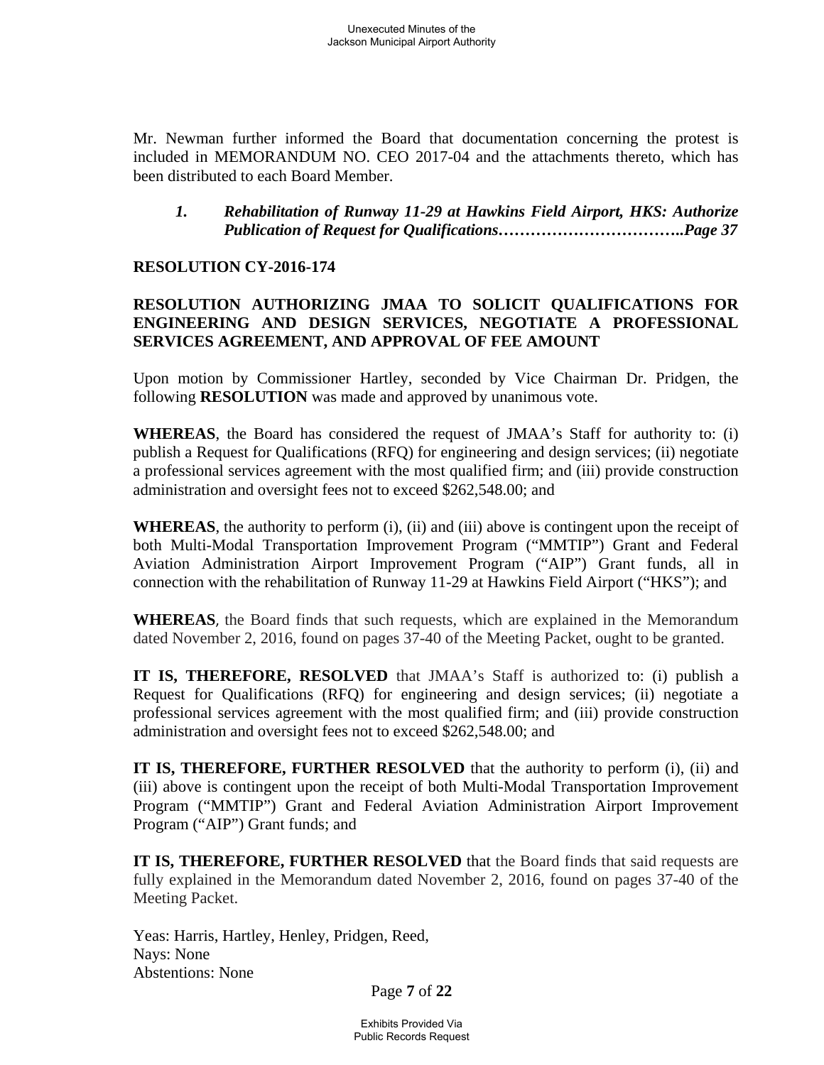Mr. Newman further informed the Board that documentation concerning the protest is included in MEMORANDUM NO. CEO 2017-04 and the attachments thereto, which has been distributed to each Board Member.

***1. Rehabilitation of Runway 11-29 at Hawkins Field Airport, HKS: Authorize Publication of Request for Qualifications……………………………..Page 37***

**RESOLUTION CY-2016-174**

**RESOLUTION AUTHORIZING JMAA TO SOLICIT QUALIFICATIONS FOR ENGINEERING AND DESIGN SERVICES, NEGOTIATE A PROFESSIONAL SERVICES AGREEMENT, AND APPROVAL OF FEE AMOUNT**

Upon motion by Commissioner Hartley, seconded by Vice Chairman Dr. Pridgen, the following **RESOLUTION** was made and approved by unanimous vote.

**WHEREAS**, the Board has considered the request of JMAA's Staff for authority to: (i) publish a Request for Qualifications (RFQ) for engineering and design services; (ii) negotiate a professional services agreement with the most qualified firm; and (iii) provide construction administration and oversight fees not to exceed $262,548.00; and

**WHEREAS**, the authority to perform (i), (ii) and (iii) above is contingent upon the receipt of both Multi-Modal Transportation Improvement Program ("MMTIP") Grant and Federal Aviation Administration Airport Improvement Program ("AIP") Grant funds, all in connection with the rehabilitation of Runway 11-29 at Hawkins Field Airport ("HKS"); and

**WHEREAS**, the Board finds that such requests, which are explained in the Memorandum dated November 2, 2016, found on pages 37-40 of the Meeting Packet, ought to be granted.

**IT IS, THEREFORE, RESOLVED** that JMAA's Staff is authorized to: (i) publish a Request for Qualifications (RFQ) for engineering and design services; (ii) negotiate a professional services agreement with the most qualified firm; and (iii) provide construction administration and oversight fees not to exceed $262,548.00; and

**IT IS, THEREFORE, FURTHER RESOLVED** that the authority to perform (i), (ii) and (iii) above is contingent upon the receipt of both Multi-Modal Transportation Improvement Program ("MMTIP") Grant and Federal Aviation Administration Airport Improvement Program ("AIP") Grant funds; and

**IT IS, THEREFORE, FURTHER RESOLVED** that the Board finds that said requests are fully explained in the Memorandum dated November 2, 2016, found on pages 37-40 of the Meeting Packet.

Yeas: Harris, Hartley, Henley, Pridgen, Reed,
Nays: None
Abstentions: None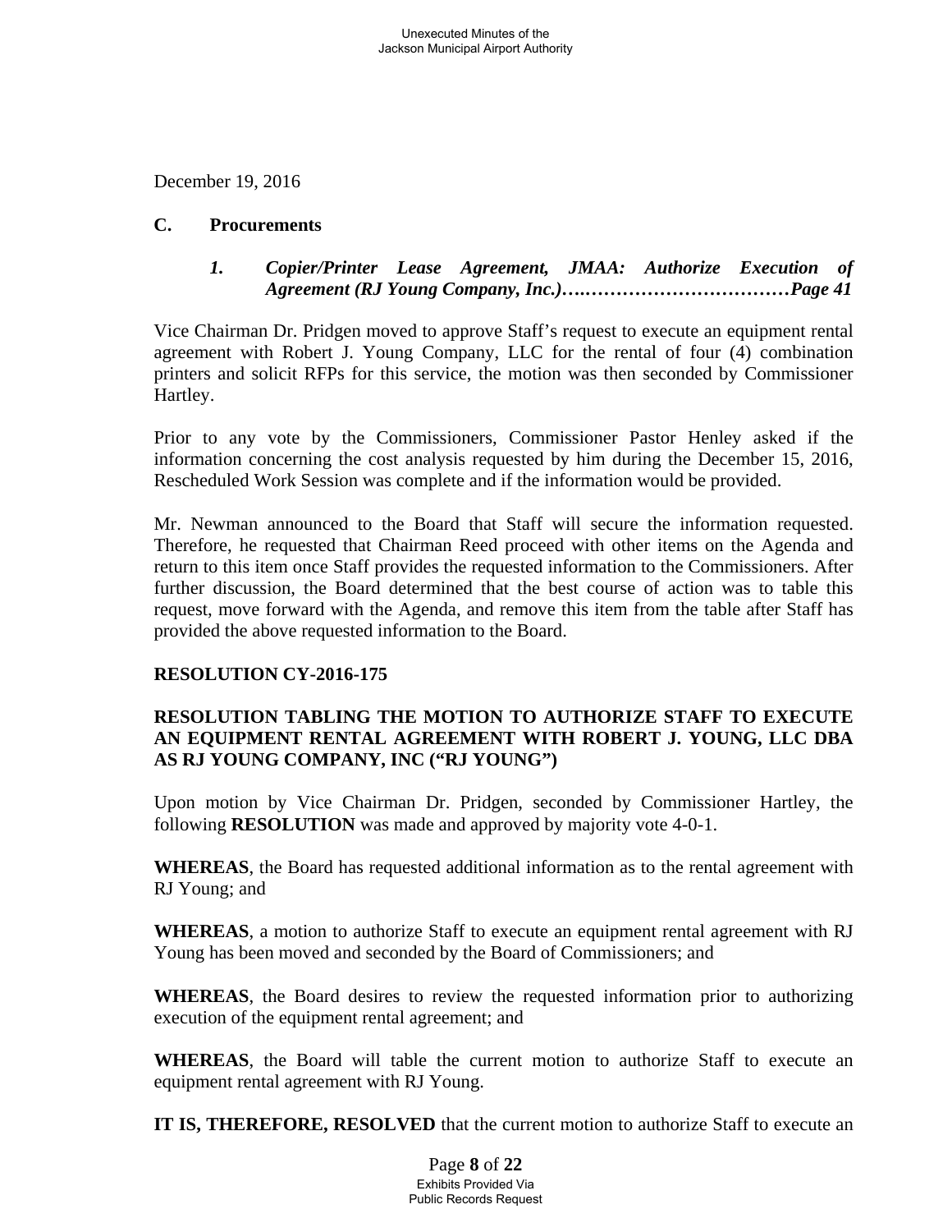December 19, 2016

**C. Procurements**

***1. Copier/Printer Lease Agreement, JMAA: Authorize Execution of Agreement (RJ Young Company, Inc.)….……………………………Page 41***

Vice Chairman Dr. Pridgen moved to approve Staff's request to execute an equipment rental agreement with Robert J. Young Company, LLC for the rental of four (4) combination printers and solicit RFPs for this service, the motion was then seconded by Commissioner Hartley.

Prior to any vote by the Commissioners, Commissioner Pastor Henley asked if the information concerning the cost analysis requested by him during the December 15, 2016, Rescheduled Work Session was complete and if the information would be provided.

Mr. Newman announced to the Board that Staff will secure the information requested. Therefore, he requested that Chairman Reed proceed with other items on the Agenda and return to this item once Staff provides the requested information to the Commissioners. After further discussion, the Board determined that the best course of action was to table this request, move forward with the Agenda, and remove this item from the table after Staff has provided the above requested information to the Board.

**RESOLUTION CY-2016-175**

**RESOLUTION TABLING THE MOTION TO AUTHORIZE STAFF TO EXECUTE AN EQUIPMENT RENTAL AGREEMENT WITH ROBERT J. YOUNG, LLC DBA AS RJ YOUNG COMPANY, INC ("RJ YOUNG")**

Upon motion by Vice Chairman Dr. Pridgen, seconded by Commissioner Hartley, the following **RESOLUTION** was made and approved by majority vote 4-0-1.

**WHEREAS**, the Board has requested additional information as to the rental agreement with RJ Young; and

**WHEREAS**, a motion to authorize Staff to execute an equipment rental agreement with RJ Young has been moved and seconded by the Board of Commissioners; and

**WHEREAS**, the Board desires to review the requested information prior to authorizing execution of the equipment rental agreement; and

**WHEREAS**, the Board will table the current motion to authorize Staff to execute an equipment rental agreement with RJ Young.

**IT IS, THEREFORE, RESOLVED** that the current motion to authorize Staff to execute an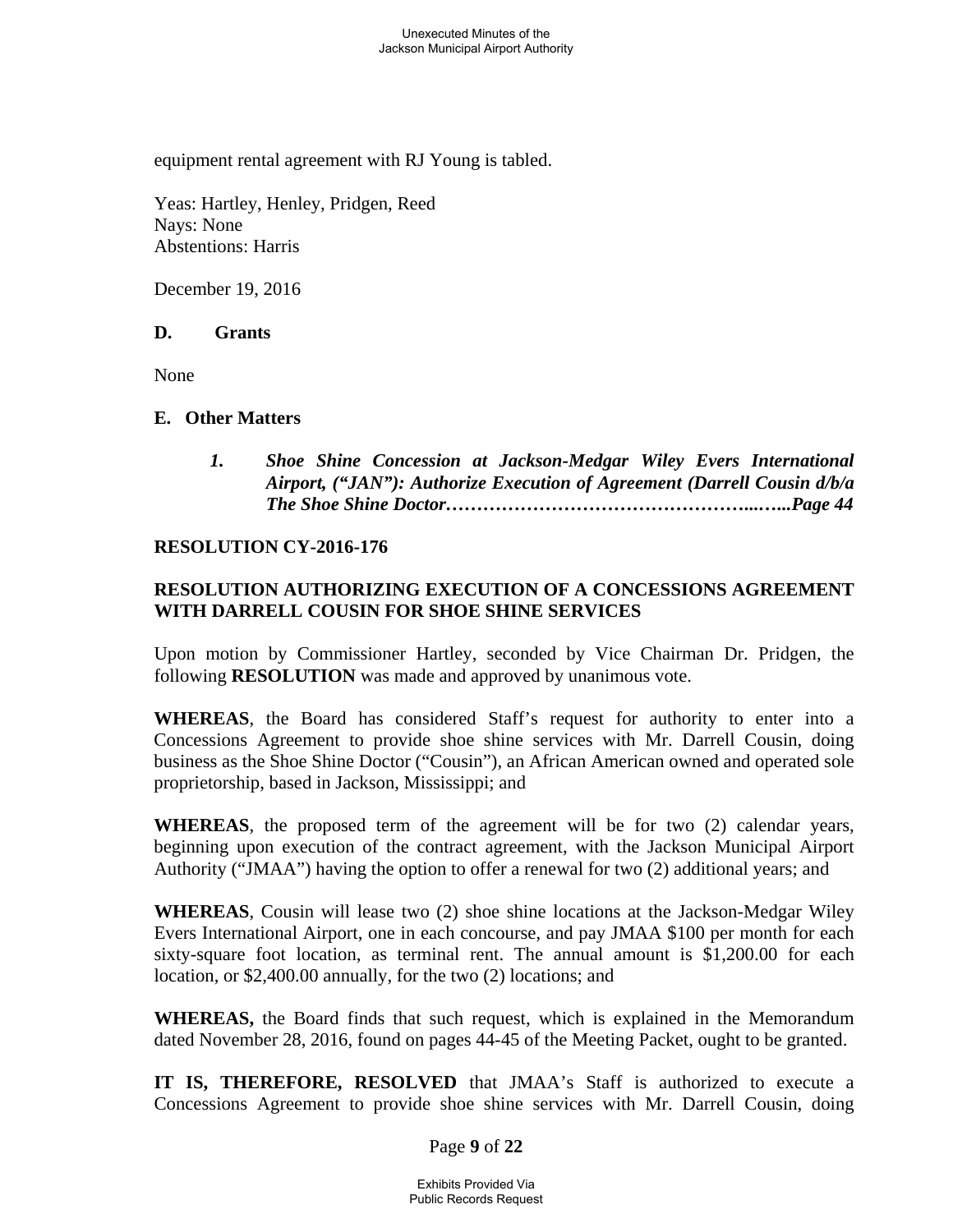equipment rental agreement with RJ Young is tabled.

Yeas: Hartley, Henley, Pridgen, Reed
Nays: None
Abstentions: Harris

December 19, 2016

**D. Grants**

None

**E. Other Matters**

1. ***Shoe Shine Concession at Jackson-Medgar Wiley Evers International Airport, ("JAN"): Authorize Execution of Agreement (Darrell Cousin d/b/a The Shoe Shine Doctor…………………………………………...…..Page 44***

**RESOLUTION CY-2016-176**

**RESOLUTION AUTHORIZING EXECUTION OF A CONCESSIONS AGREEMENT WITH DARRELL COUSIN FOR SHOE SHINE SERVICES**

Upon motion by Commissioner Hartley, seconded by Vice Chairman Dr. Pridgen, the following **RESOLUTION** was made and approved by unanimous vote.

**WHEREAS**, the Board has considered Staff's request for authority to enter into a Concessions Agreement to provide shoe shine services with Mr. Darrell Cousin, doing business as the Shoe Shine Doctor ("Cousin"), an African American owned and operated sole proprietorship, based in Jackson, Mississippi; and

**WHEREAS**, the proposed term of the agreement will be for two (2) calendar years, beginning upon execution of the contract agreement, with the Jackson Municipal Airport Authority ("JMAA") having the option to offer a renewal for two (2) additional years; and

**WHEREAS**, Cousin will lease two (2) shoe shine locations at the Jackson-Medgar Wiley Evers International Airport, one in each concourse, and pay JMAA $100 per month for each sixty-square foot location, as terminal rent. The annual amount is $1,200.00 for each location, or $2,400.00 annually, for the two (2) locations; and

**WHEREAS,** the Board finds that such request, which is explained in the Memorandum dated November 28, 2016, found on pages 44-45 of the Meeting Packet, ought to be granted.

**IT IS, THEREFORE, RESOLVED** that JMAA's Staff is authorized to execute a Concessions Agreement to provide shoe shine services with Mr. Darrell Cousin, doing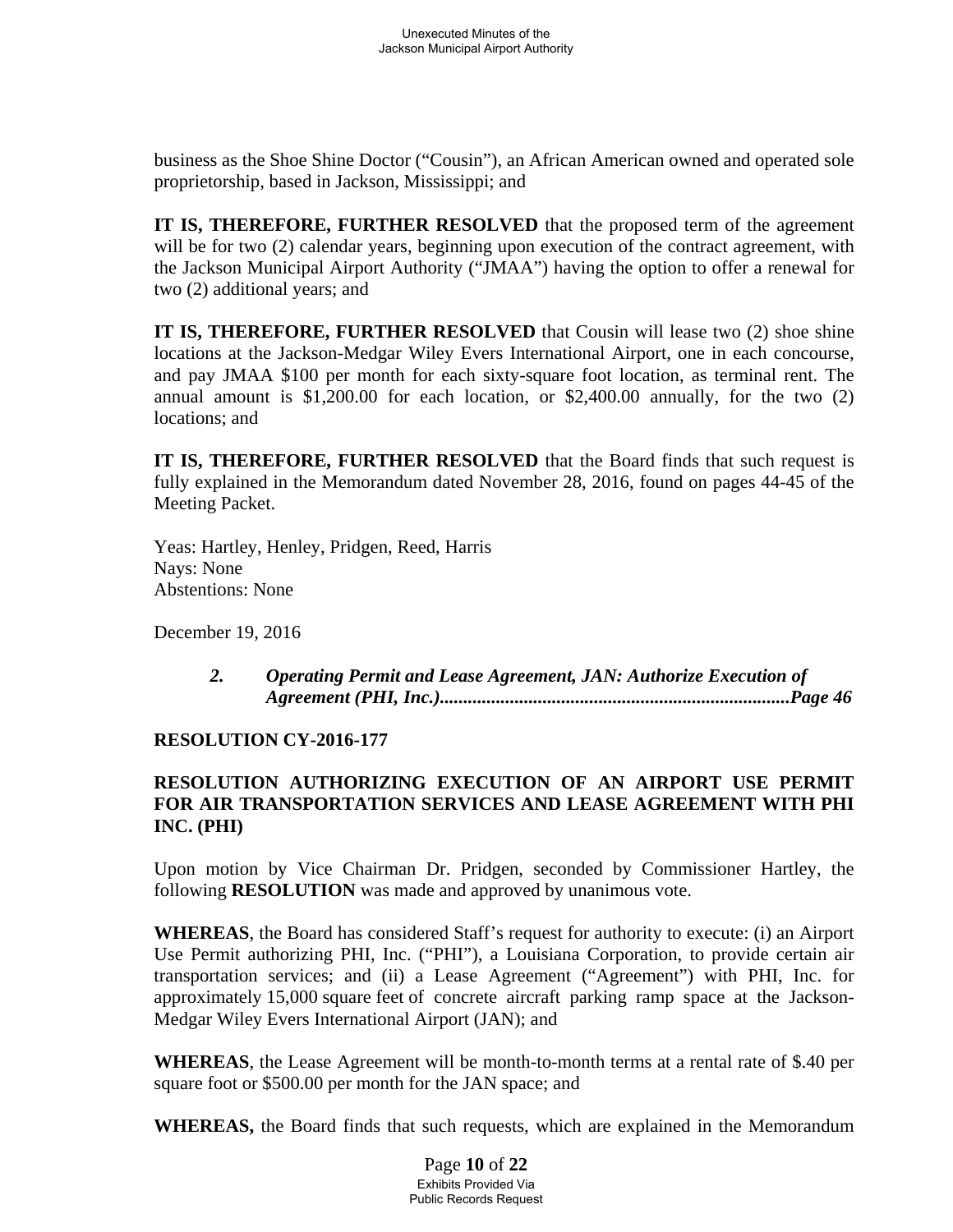business as the Shoe Shine Doctor ("Cousin"), an African American owned and operated sole proprietorship, based in Jackson, Mississippi; and

**IT IS, THEREFORE, FURTHER RESOLVED** that the proposed term of the agreement will be for two (2) calendar years, beginning upon execution of the contract agreement, with the Jackson Municipal Airport Authority ("JMAA") having the option to offer a renewal for two (2) additional years; and

**IT IS, THEREFORE, FURTHER RESOLVED** that Cousin will lease two (2) shoe shine locations at the Jackson-Medgar Wiley Evers International Airport, one in each concourse, and pay JMAA $100 per month for each sixty-square foot location, as terminal rent. The annual amount is $1,200.00 for each location, or $2,400.00 annually, for the two (2) locations; and

**IT IS, THEREFORE, FURTHER RESOLVED** that the Board finds that such request is fully explained in the Memorandum dated November 28, 2016, found on pages 44-45 of the Meeting Packet.

Yeas: Hartley, Henley, Pridgen, Reed, Harris
Nays: None
Abstentions: None

December 19, 2016

> ***2. Operating Permit and Lease Agreement, JAN: Authorize Execution of Agreement (PHI, Inc.)..........................................................................Page 46***

**RESOLUTION CY-2016-177**

**RESOLUTION AUTHORIZING EXECUTION OF AN AIRPORT USE PERMIT FOR AIR TRANSPORTATION SERVICES AND LEASE AGREEMENT WITH PHI INC. (PHI)**

Upon motion by Vice Chairman Dr. Pridgen, seconded by Commissioner Hartley, the following **RESOLUTION** was made and approved by unanimous vote.

**WHEREAS**, the Board has considered Staff's request for authority to execute: (i) an Airport Use Permit authorizing PHI, Inc. ("PHI"), a Louisiana Corporation, to provide certain air transportation services; and (ii) a Lease Agreement ("Agreement") with PHI, Inc. for approximately 15,000 square feet of concrete aircraft parking ramp space at the Jackson-Medgar Wiley Evers International Airport (JAN); and

**WHEREAS**, the Lease Agreement will be month-to-month terms at a rental rate of $.40 per square foot or $500.00 per month for the JAN space; and

**WHEREAS,** the Board finds that such requests, which are explained in the Memorandum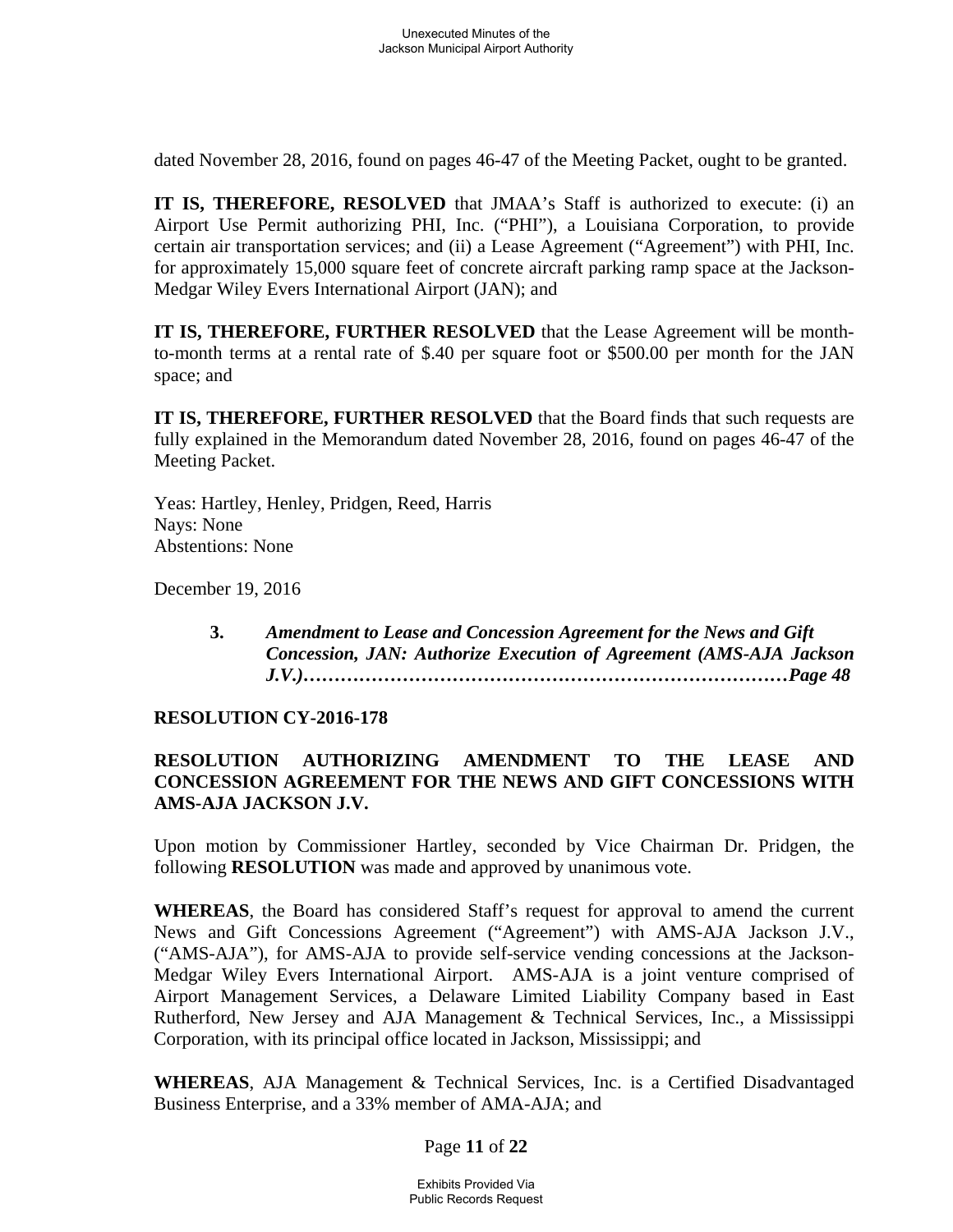dated November 28, 2016, found on pages 46-47 of the Meeting Packet, ought to be granted.

**IT IS, THEREFORE, RESOLVED** that JMAA's Staff is authorized to execute: (i) an Airport Use Permit authorizing PHI, Inc. ("PHI"), a Louisiana Corporation, to provide certain air transportation services; and (ii) a Lease Agreement ("Agreement") with PHI, Inc. for approximately 15,000 square feet of concrete aircraft parking ramp space at the Jackson-Medgar Wiley Evers International Airport (JAN); and

**IT IS, THEREFORE, FURTHER RESOLVED** that the Lease Agreement will be month-to-month terms at a rental rate of $.40 per square foot or $500.00 per month for the JAN space; and

**IT IS, THEREFORE, FURTHER RESOLVED** that the Board finds that such requests are fully explained in the Memorandum dated November 28, 2016, found on pages 46-47 of the Meeting Packet.

Yeas: Hartley, Henley, Pridgen, Reed, Harris
Nays: None
Abstentions: None

December 19, 2016

**3.** ***Amendment to Lease and Concession Agreement for the News and Gift Concession, JAN: Authorize Execution of Agreement (AMS-AJA Jackson J.V.)……………………………………………………………………Page 48***

**RESOLUTION CY-2016-178**

**RESOLUTION AUTHORIZING AMENDMENT TO THE LEASE AND CONCESSION AGREEMENT FOR THE NEWS AND GIFT CONCESSIONS WITH AMS-AJA JACKSON J.V.**

Upon motion by Commissioner Hartley, seconded by Vice Chairman Dr. Pridgen, the following **RESOLUTION** was made and approved by unanimous vote.

**WHEREAS**, the Board has considered Staff's request for approval to amend the current News and Gift Concessions Agreement ("Agreement") with AMS-AJA Jackson J.V., ("AMS-AJA"), for AMS-AJA to provide self-service vending concessions at the Jackson-Medgar Wiley Evers International Airport. AMS-AJA is a joint venture comprised of Airport Management Services, a Delaware Limited Liability Company based in East Rutherford, New Jersey and AJA Management & Technical Services, Inc., a Mississippi Corporation, with its principal office located in Jackson, Mississippi; and

**WHEREAS**, AJA Management & Technical Services, Inc. is a Certified Disadvantaged Business Enterprise, and a 33% member of AMA-AJA; and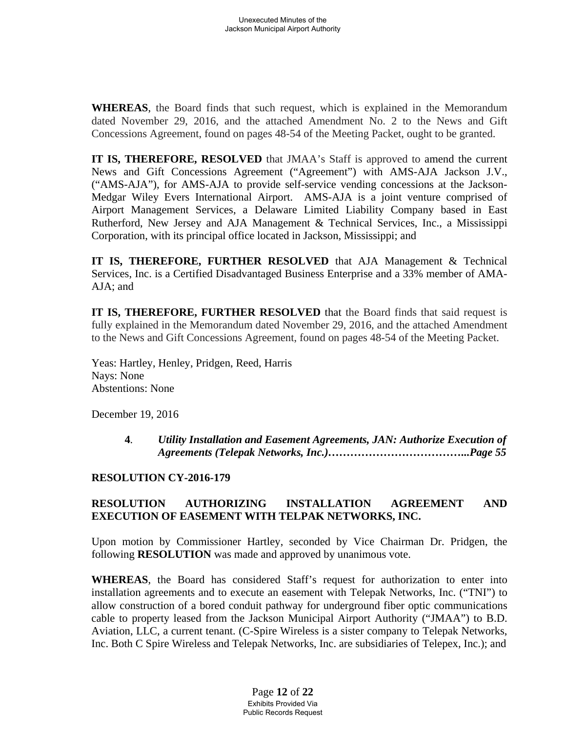**WHEREAS**, the Board finds that such request, which is explained in the Memorandum dated November 29, 2016, and the attached Amendment No. 2 to the News and Gift Concessions Agreement, found on pages 48-54 of the Meeting Packet, ought to be granted.

**IT IS, THEREFORE, RESOLVED** that JMAA's Staff is approved to amend the current News and Gift Concessions Agreement ("Agreement") with AMS-AJA Jackson J.V., ("AMS-AJA"), for AMS-AJA to provide self-service vending concessions at the Jackson-Medgar Wiley Evers International Airport. AMS-AJA is a joint venture comprised of Airport Management Services, a Delaware Limited Liability Company based in East Rutherford, New Jersey and AJA Management & Technical Services, Inc., a Mississippi Corporation, with its principal office located in Jackson, Mississippi; and

**IT IS, THEREFORE, FURTHER RESOLVED** that AJA Management & Technical Services, Inc. is a Certified Disadvantaged Business Enterprise and a 33% member of AMA-AJA; and

**IT IS, THEREFORE, FURTHER RESOLVED** that the Board finds that said request is fully explained in the Memorandum dated November 29, 2016, and the attached Amendment to the News and Gift Concessions Agreement, found on pages 48-54 of the Meeting Packet.

Yeas: Hartley, Henley, Pridgen, Reed, Harris
Nays: None
Abstentions: None

December 19, 2016

**4**. ***Utility Installation and Easement Agreements, JAN: Authorize Execution of Agreements (Telepak Networks, Inc.)………………………………...Page 55***

**RESOLUTION CY-2016-179**

**RESOLUTION AUTHORIZING INSTALLATION AGREEMENT AND EXECUTION OF EASEMENT WITH TELPAK NETWORKS, INC.**

Upon motion by Commissioner Hartley, seconded by Vice Chairman Dr. Pridgen, the following **RESOLUTION** was made and approved by unanimous vote.

**WHEREAS**, the Board has considered Staff's request for authorization to enter into installation agreements and to execute an easement with Telepak Networks, Inc. ("TNI") to allow construction of a bored conduit pathway for underground fiber optic communications cable to property leased from the Jackson Municipal Airport Authority ("JMAA") to B.D. Aviation, LLC, a current tenant. (C-Spire Wireless is a sister company to Telepak Networks, Inc. Both C Spire Wireless and Telepak Networks, Inc. are subsidiaries of Telepex, Inc.); and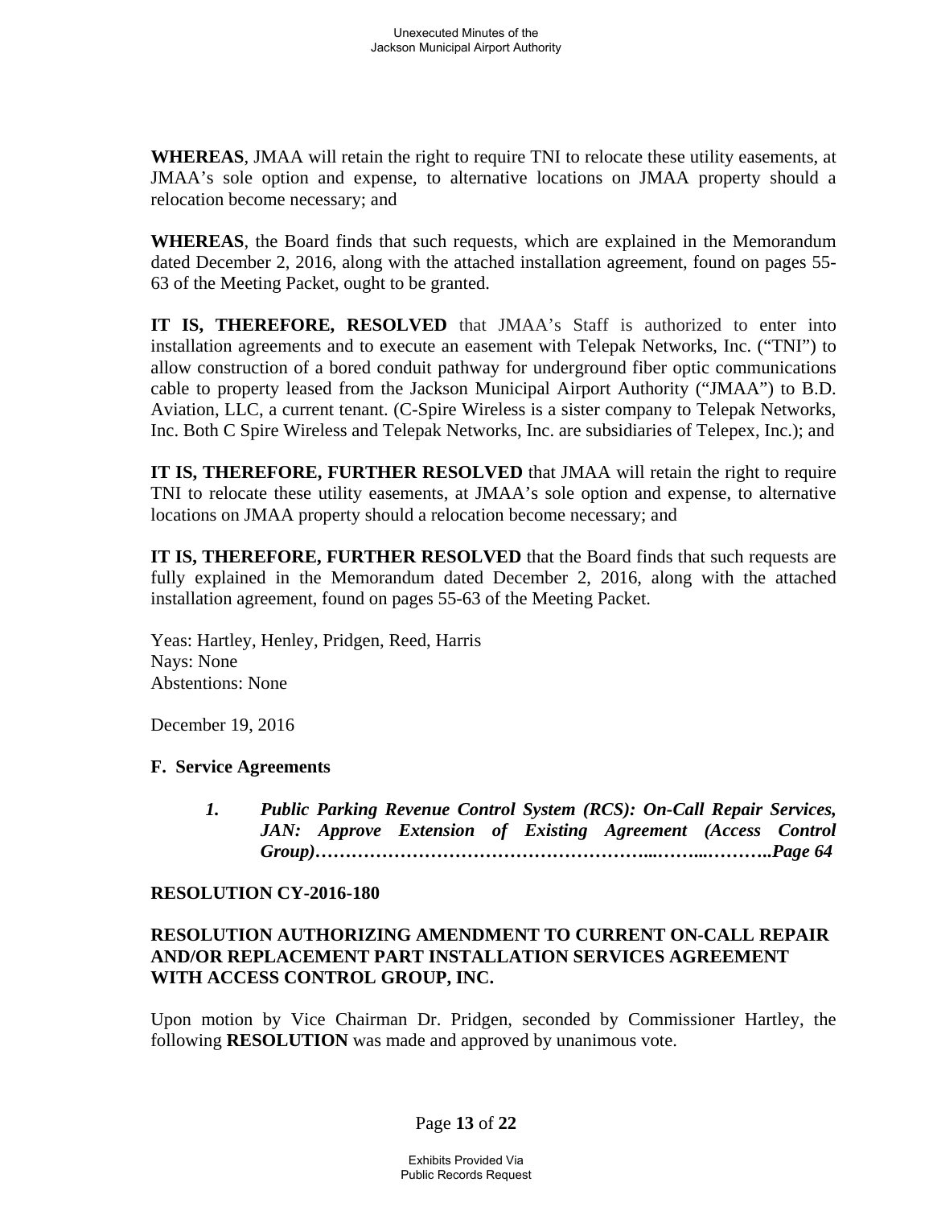**WHEREAS**, JMAA will retain the right to require TNI to relocate these utility easements, at JMAA's sole option and expense, to alternative locations on JMAA property should a relocation become necessary; and

**WHEREAS**, the Board finds that such requests, which are explained in the Memorandum dated December 2, 2016, along with the attached installation agreement, found on pages 55-63 of the Meeting Packet, ought to be granted.

**IT IS, THEREFORE, RESOLVED** that JMAA's Staff is authorized to enter into installation agreements and to execute an easement with Telepak Networks, Inc. ("TNI") to allow construction of a bored conduit pathway for underground fiber optic communications cable to property leased from the Jackson Municipal Airport Authority ("JMAA") to B.D. Aviation, LLC, a current tenant. (C-Spire Wireless is a sister company to Telepak Networks, Inc. Both C Spire Wireless and Telepak Networks, Inc. are subsidiaries of Telepex, Inc.); and

**IT IS, THEREFORE, FURTHER RESOLVED** that JMAA will retain the right to require TNI to relocate these utility easements, at JMAA's sole option and expense, to alternative locations on JMAA property should a relocation become necessary; and

**IT IS, THEREFORE, FURTHER RESOLVED** that the Board finds that such requests are fully explained in the Memorandum dated December 2, 2016, along with the attached installation agreement, found on pages 55-63 of the Meeting Packet.

Yeas: Hartley, Henley, Pridgen, Reed, Harris
Nays: None
Abstentions: None

December 19, 2016

**F. Service Agreements**

> ***1. Public Parking Revenue Control System (RCS): On-Call Repair Services, JAN: Approve Extension of Existing Agreement (Access Control Group)………………………………………………...……...………..Page 64***

**RESOLUTION CY-2016-180**

**RESOLUTION AUTHORIZING AMENDMENT TO CURRENT ON-CALL REPAIR AND/OR REPLACEMENT PART INSTALLATION SERVICES AGREEMENT WITH ACCESS CONTROL GROUP, INC.**

Upon motion by Vice Chairman Dr. Pridgen, seconded by Commissioner Hartley, the following **RESOLUTION** was made and approved by unanimous vote.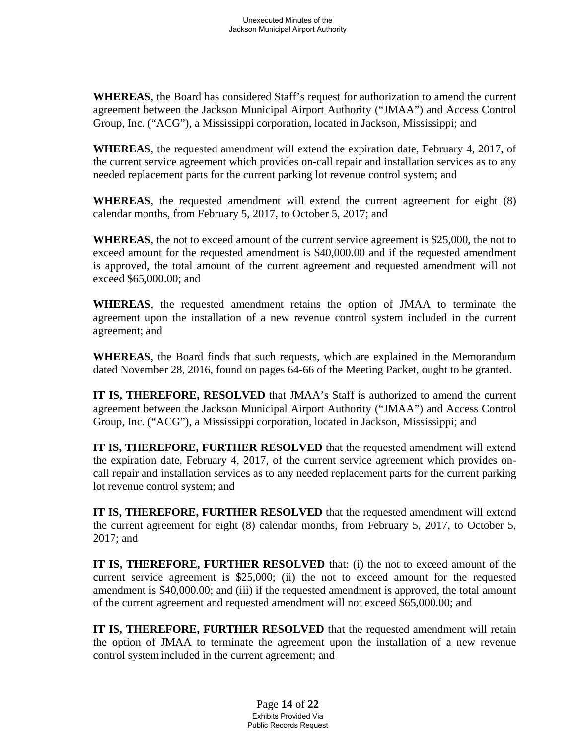**WHEREAS**, the Board has considered Staff's request for authorization to amend the current agreement between the Jackson Municipal Airport Authority ("JMAA") and Access Control Group, Inc. ("ACG"), a Mississippi corporation, located in Jackson, Mississippi; and

**WHEREAS**, the requested amendment will extend the expiration date, February 4, 2017, of the current service agreement which provides on-call repair and installation services as to any needed replacement parts for the current parking lot revenue control system; and

**WHEREAS**, the requested amendment will extend the current agreement for eight (8) calendar months, from February 5, 2017, to October 5, 2017; and

**WHEREAS**, the not to exceed amount of the current service agreement is $25,000, the not to exceed amount for the requested amendment is $40,000.00 and if the requested amendment is approved, the total amount of the current agreement and requested amendment will not exceed $65,000.00; and

**WHEREAS**, the requested amendment retains the option of JMAA to terminate the agreement upon the installation of a new revenue control system included in the current agreement; and

**WHEREAS**, the Board finds that such requests, which are explained in the Memorandum dated November 28, 2016, found on pages 64-66 of the Meeting Packet, ought to be granted.

**IT IS, THEREFORE, RESOLVED** that JMAA's Staff is authorized to amend the current agreement between the Jackson Municipal Airport Authority ("JMAA") and Access Control Group, Inc. ("ACG"), a Mississippi corporation, located in Jackson, Mississippi; and

**IT IS, THEREFORE, FURTHER RESOLVED** that the requested amendment will extend the expiration date, February 4, 2017, of the current service agreement which provides on-call repair and installation services as to any needed replacement parts for the current parking lot revenue control system; and

**IT IS, THEREFORE, FURTHER RESOLVED** that the requested amendment will extend the current agreement for eight (8) calendar months, from February 5, 2017, to October 5, 2017; and

**IT IS, THEREFORE, FURTHER RESOLVED** that: (i) the not to exceed amount of the current service agreement is $25,000; (ii) the not to exceed amount for the requested amendment is $40,000.00; and (iii) if the requested amendment is approved, the total amount of the current agreement and requested amendment will not exceed $65,000.00; and

**IT IS, THEREFORE, FURTHER RESOLVED** that the requested amendment will retain the option of JMAA to terminate the agreement upon the installation of a new revenue control system included in the current agreement; and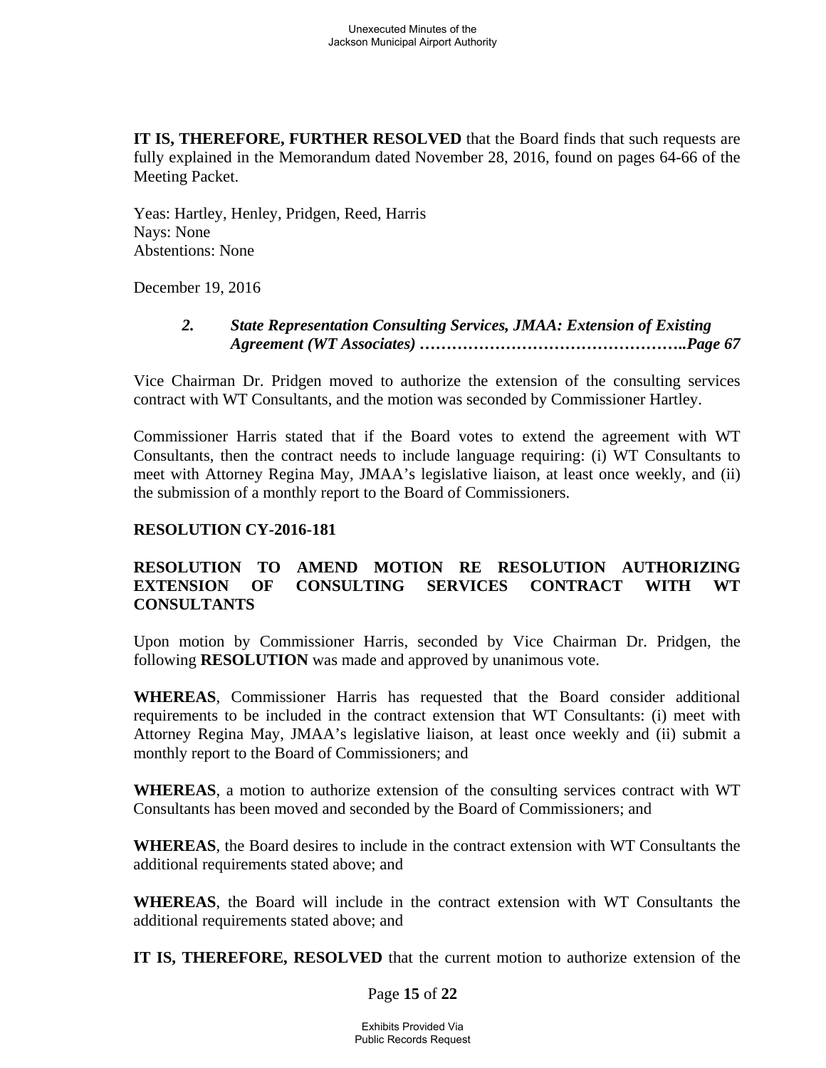**IT IS, THEREFORE, FURTHER RESOLVED** that the Board finds that such requests are fully explained in the Memorandum dated November 28, 2016, found on pages 64-66 of the Meeting Packet.

Yeas: Hartley, Henley, Pridgen, Reed, Harris
Nays: None
Abstentions: None

December 19, 2016

> ***2. State Representation Consulting Services, JMAA: Extension of Existing Agreement (WT Associates) …………………………………………..Page 67***

Vice Chairman Dr. Pridgen moved to authorize the extension of the consulting services contract with WT Consultants, and the motion was seconded by Commissioner Hartley.

Commissioner Harris stated that if the Board votes to extend the agreement with WT Consultants, then the contract needs to include language requiring: (i) WT Consultants to meet with Attorney Regina May, JMAA's legislative liaison, at least once weekly, and (ii) the submission of a monthly report to the Board of Commissioners.

**RESOLUTION CY-2016-181**

**RESOLUTION TO AMEND MOTION RE RESOLUTION AUTHORIZING EXTENSION OF CONSULTING SERVICES CONTRACT WITH WT CONSULTANTS**

Upon motion by Commissioner Harris, seconded by Vice Chairman Dr. Pridgen, the following **RESOLUTION** was made and approved by unanimous vote.

**WHEREAS**, Commissioner Harris has requested that the Board consider additional requirements to be included in the contract extension that WT Consultants: (i) meet with Attorney Regina May, JMAA's legislative liaison, at least once weekly and (ii) submit a monthly report to the Board of Commissioners; and

**WHEREAS**, a motion to authorize extension of the consulting services contract with WT Consultants has been moved and seconded by the Board of Commissioners; and

**WHEREAS**, the Board desires to include in the contract extension with WT Consultants the additional requirements stated above; and

**WHEREAS**, the Board will include in the contract extension with WT Consultants the additional requirements stated above; and

**IT IS, THEREFORE, RESOLVED** that the current motion to authorize extension of the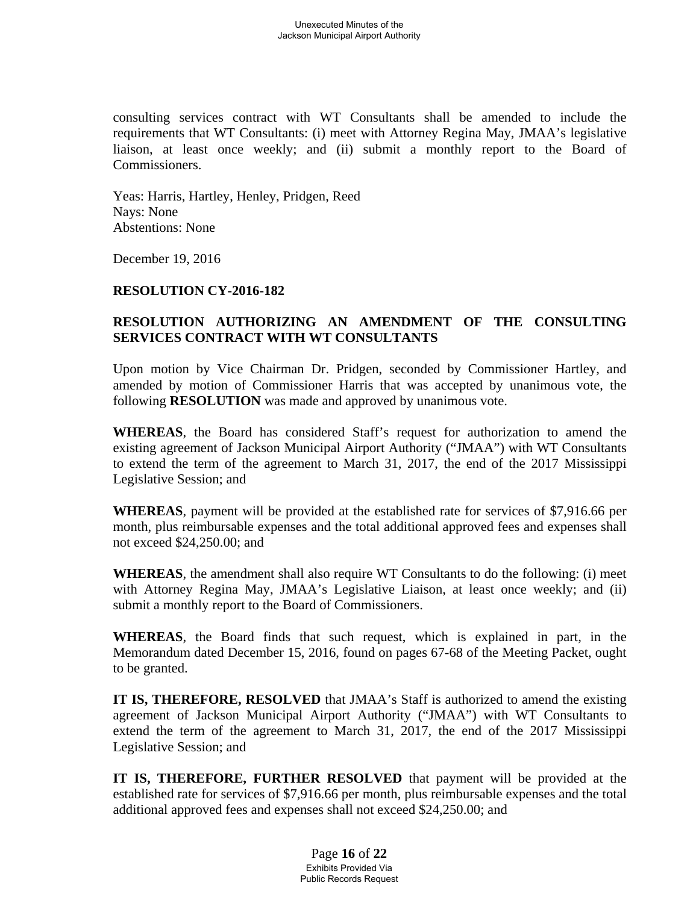consulting services contract with WT Consultants shall be amended to include the requirements that WT Consultants: (i) meet with Attorney Regina May, JMAA's legislative liaison, at least once weekly; and (ii) submit a monthly report to the Board of Commissioners.

Yeas: Harris, Hartley, Henley, Pridgen, Reed
Nays: None
Abstentions: None

December 19, 2016

**RESOLUTION CY-2016-182**

**RESOLUTION AUTHORIZING AN AMENDMENT OF THE CONSULTING SERVICES CONTRACT WITH WT CONSULTANTS**

Upon motion by Vice Chairman Dr. Pridgen, seconded by Commissioner Hartley, and amended by motion of Commissioner Harris that was accepted by unanimous vote, the following **RESOLUTION** was made and approved by unanimous vote.

**WHEREAS**, the Board has considered Staff's request for authorization to amend the existing agreement of Jackson Municipal Airport Authority ("JMAA") with WT Consultants to extend the term of the agreement to March 31, 2017, the end of the 2017 Mississippi Legislative Session; and

**WHEREAS**, payment will be provided at the established rate for services of $7,916.66 per month, plus reimbursable expenses and the total additional approved fees and expenses shall not exceed $24,250.00; and

**WHEREAS**, the amendment shall also require WT Consultants to do the following: (i) meet with Attorney Regina May, JMAA's Legislative Liaison, at least once weekly; and (ii) submit a monthly report to the Board of Commissioners.

**WHEREAS**, the Board finds that such request, which is explained in part, in the Memorandum dated December 15, 2016, found on pages 67-68 of the Meeting Packet, ought to be granted.

**IT IS, THEREFORE, RESOLVED** that JMAA's Staff is authorized to amend the existing agreement of Jackson Municipal Airport Authority ("JMAA") with WT Consultants to extend the term of the agreement to March 31, 2017, the end of the 2017 Mississippi Legislative Session; and

**IT IS, THEREFORE, FURTHER RESOLVED** that payment will be provided at the established rate for services of $7,916.66 per month, plus reimbursable expenses and the total additional approved fees and expenses shall not exceed $24,250.00; and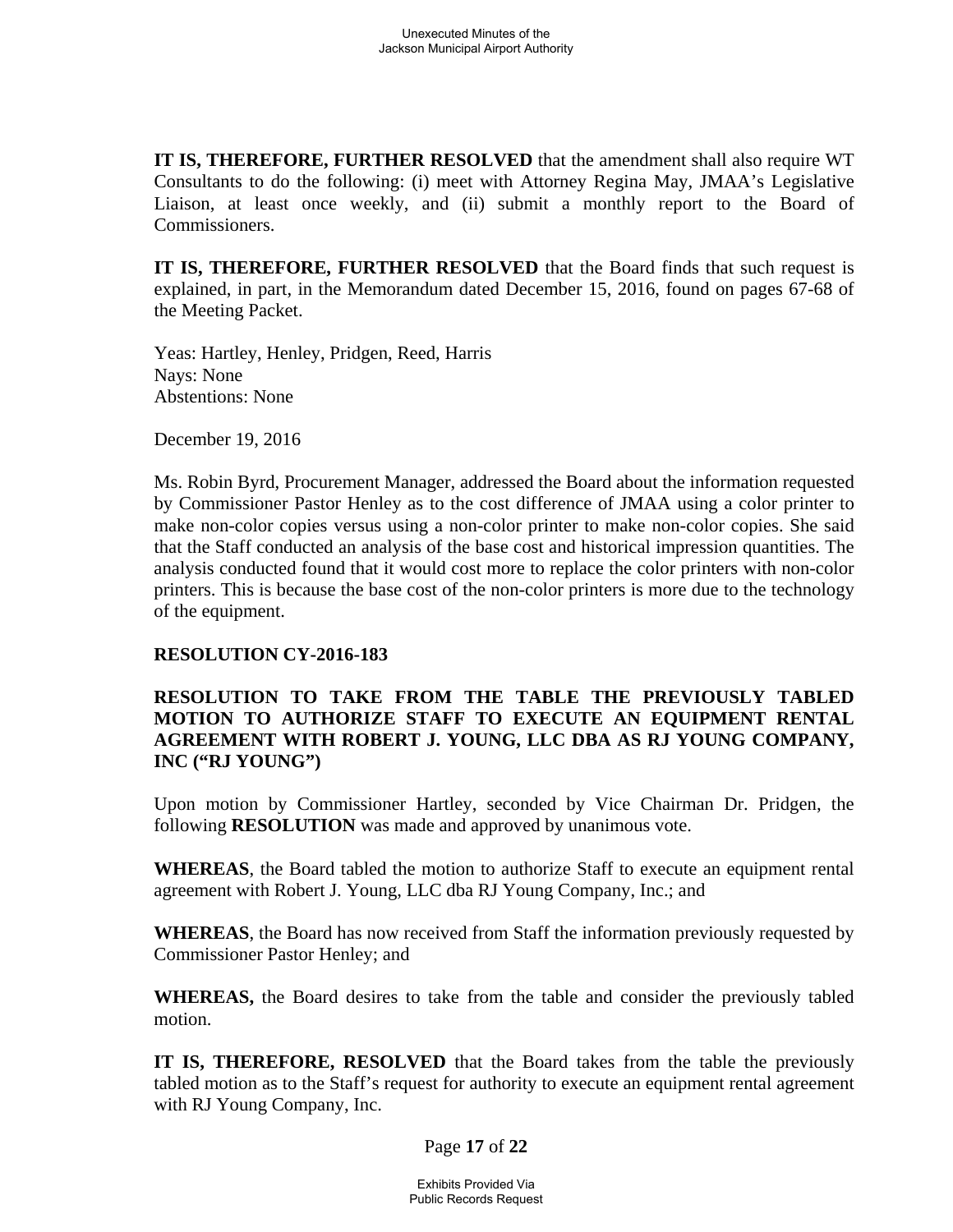**IT IS, THEREFORE, FURTHER RESOLVED** that the amendment shall also require WT Consultants to do the following: (i) meet with Attorney Regina May, JMAA's Legislative Liaison, at least once weekly, and (ii) submit a monthly report to the Board of Commissioners.

**IT IS, THEREFORE, FURTHER RESOLVED** that the Board finds that such request is explained, in part, in the Memorandum dated December 15, 2016, found on pages 67-68 of the Meeting Packet.

Yeas: Hartley, Henley, Pridgen, Reed, Harris
Nays: None
Abstentions: None

December 19, 2016

Ms. Robin Byrd, Procurement Manager, addressed the Board about the information requested by Commissioner Pastor Henley as to the cost difference of JMAA using a color printer to make non-color copies versus using a non-color printer to make non-color copies. She said that the Staff conducted an analysis of the base cost and historical impression quantities. The analysis conducted found that it would cost more to replace the color printers with non-color printers. This is because the base cost of the non-color printers is more due to the technology of the equipment.

**RESOLUTION CY-2016-183**

**RESOLUTION TO TAKE FROM THE TABLE THE PREVIOUSLY TABLED MOTION TO AUTHORIZE STAFF TO EXECUTE AN EQUIPMENT RENTAL AGREEMENT WITH ROBERT J. YOUNG, LLC DBA AS RJ YOUNG COMPANY, INC ("RJ YOUNG")**

Upon motion by Commissioner Hartley, seconded by Vice Chairman Dr. Pridgen, the following **RESOLUTION** was made and approved by unanimous vote.

**WHEREAS**, the Board tabled the motion to authorize Staff to execute an equipment rental agreement with Robert J. Young, LLC dba RJ Young Company, Inc.; and

**WHEREAS**, the Board has now received from Staff the information previously requested by Commissioner Pastor Henley; and

**WHEREAS,** the Board desires to take from the table and consider the previously tabled motion.

**IT IS, THEREFORE, RESOLVED** that the Board takes from the table the previously tabled motion as to the Staff's request for authority to execute an equipment rental agreement with RJ Young Company, Inc.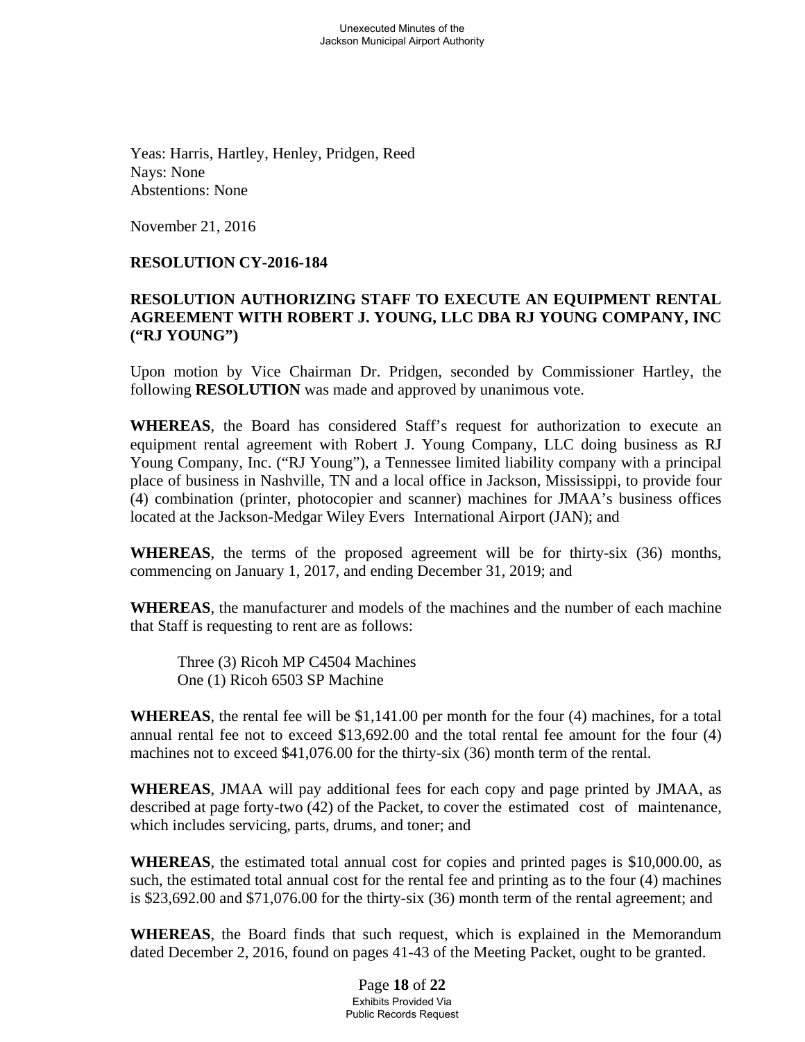Yeas: Harris, Hartley, Henley, Pridgen, Reed
Nays: None
Abstentions: None

November 21, 2016

**RESOLUTION CY-2016-184**

**RESOLUTION AUTHORIZING STAFF TO EXECUTE AN EQUIPMENT RENTAL AGREEMENT WITH ROBERT J. YOUNG, LLC DBA RJ YOUNG COMPANY, INC ("RJ YOUNG")**

Upon motion by Vice Chairman Dr. Pridgen, seconded by Commissioner Hartley, the following **RESOLUTION** was made and approved by unanimous vote.

**WHEREAS**, the Board has considered Staff's request for authorization to execute an equipment rental agreement with Robert J. Young Company, LLC doing business as RJ Young Company, Inc. ("RJ Young"), a Tennessee limited liability company with a principal place of business in Nashville, TN and a local office in Jackson, Mississippi, to provide four (4) combination (printer, photocopier and scanner) machines for JMAA's business offices located at the Jackson-Medgar Wiley Evers International Airport (JAN); and

**WHEREAS**, the terms of the proposed agreement will be for thirty-six (36) months, commencing on January 1, 2017, and ending December 31, 2019; and

**WHEREAS**, the manufacturer and models of the machines and the number of each machine that Staff is requesting to rent are as follows:

Three (3) Ricoh MP C4504 Machines
One (1) Ricoh 6503 SP Machine

**WHEREAS**, the rental fee will be $1,141.00 per month for the four (4) machines, for a total annual rental fee not to exceed $13,692.00 and the total rental fee amount for the four (4) machines not to exceed $41,076.00 for the thirty-six (36) month term of the rental.

**WHEREAS**, JMAA will pay additional fees for each copy and page printed by JMAA, as described at page forty-two (42) of the Packet, to cover the estimated cost of maintenance, which includes servicing, parts, drums, and toner; and

**WHEREAS**, the estimated total annual cost for copies and printed pages is $10,000.00, as such, the estimated total annual cost for the rental fee and printing as to the four (4) machines is $23,692.00 and $71,076.00 for the thirty-six (36) month term of the rental agreement; and

**WHEREAS**, the Board finds that such request, which is explained in the Memorandum dated December 2, 2016, found on pages 41-43 of the Meeting Packet, ought to be granted.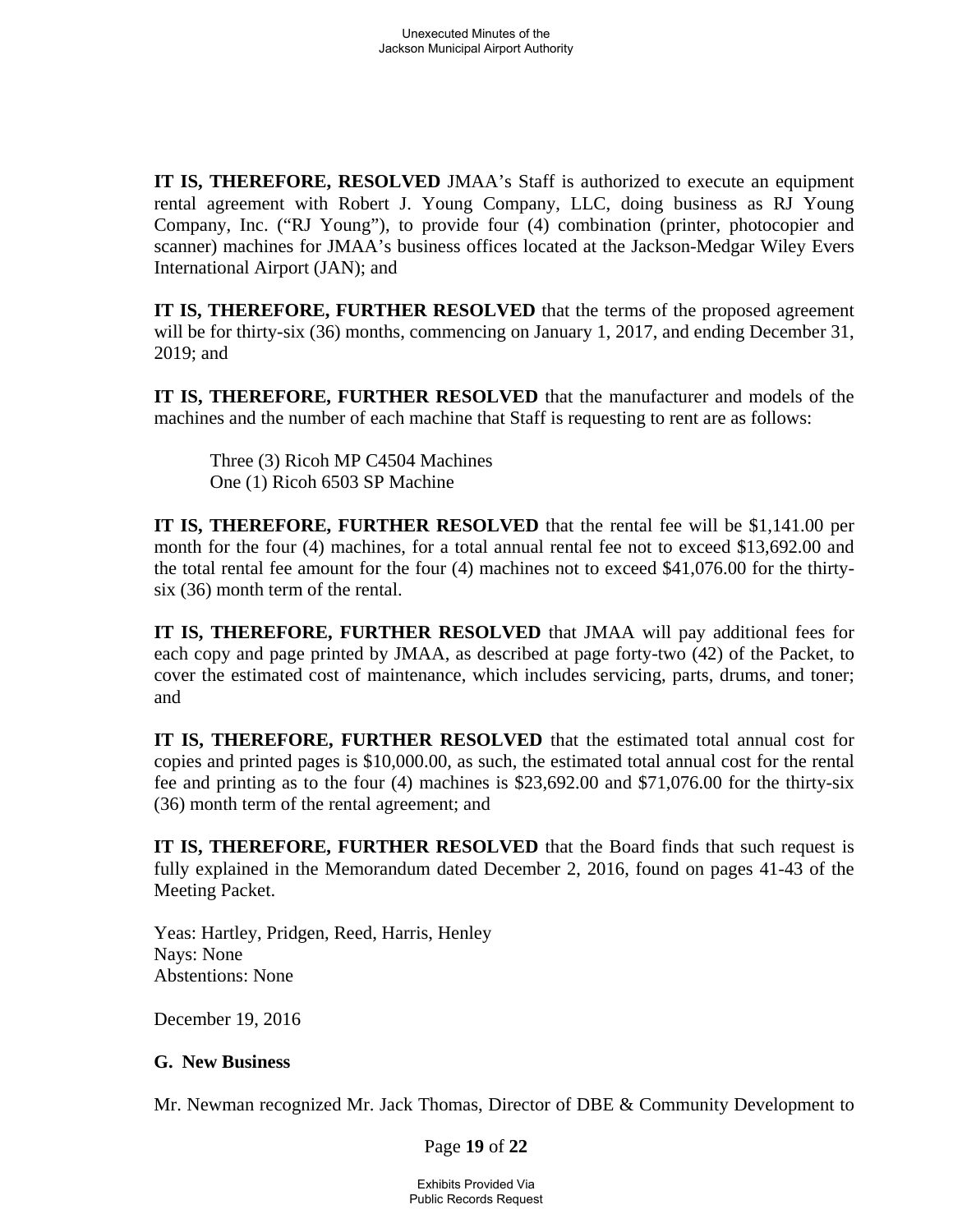**IT IS, THEREFORE, RESOLVED** JMAA's Staff is authorized to execute an equipment rental agreement with Robert J. Young Company, LLC, doing business as RJ Young Company, Inc. ("RJ Young"), to provide four (4) combination (printer, photocopier and scanner) machines for JMAA's business offices located at the Jackson-Medgar Wiley Evers International Airport (JAN); and

**IT IS, THEREFORE, FURTHER RESOLVED** that the terms of the proposed agreement will be for thirty-six (36) months, commencing on January 1, 2017, and ending December 31, 2019; and

**IT IS, THEREFORE, FURTHER RESOLVED** that the manufacturer and models of the machines and the number of each machine that Staff is requesting to rent are as follows:

Three (3) Ricoh MP C4504 Machines
One (1) Ricoh 6503 SP Machine

**IT IS, THEREFORE, FURTHER RESOLVED** that the rental fee will be $1,141.00 per month for the four (4) machines, for a total annual rental fee not to exceed $13,692.00 and the total rental fee amount for the four (4) machines not to exceed $41,076.00 for the thirty-six (36) month term of the rental.

**IT IS, THEREFORE, FURTHER RESOLVED** that JMAA will pay additional fees for each copy and page printed by JMAA, as described at page forty-two (42) of the Packet, to cover the estimated cost of maintenance, which includes servicing, parts, drums, and toner; and

**IT IS, THEREFORE, FURTHER RESOLVED** that the estimated total annual cost for copies and printed pages is $10,000.00, as such, the estimated total annual cost for the rental fee and printing as to the four (4) machines is $23,692.00 and $71,076.00 for the thirty-six (36) month term of the rental agreement; and

**IT IS, THEREFORE, FURTHER RESOLVED** that the Board finds that such request is fully explained in the Memorandum dated December 2, 2016, found on pages 41-43 of the Meeting Packet.

Yeas: Hartley, Pridgen, Reed, Harris, Henley
Nays: None
Abstentions: None

December 19, 2016

**G. New Business**

Mr. Newman recognized Mr. Jack Thomas, Director of DBE & Community Development to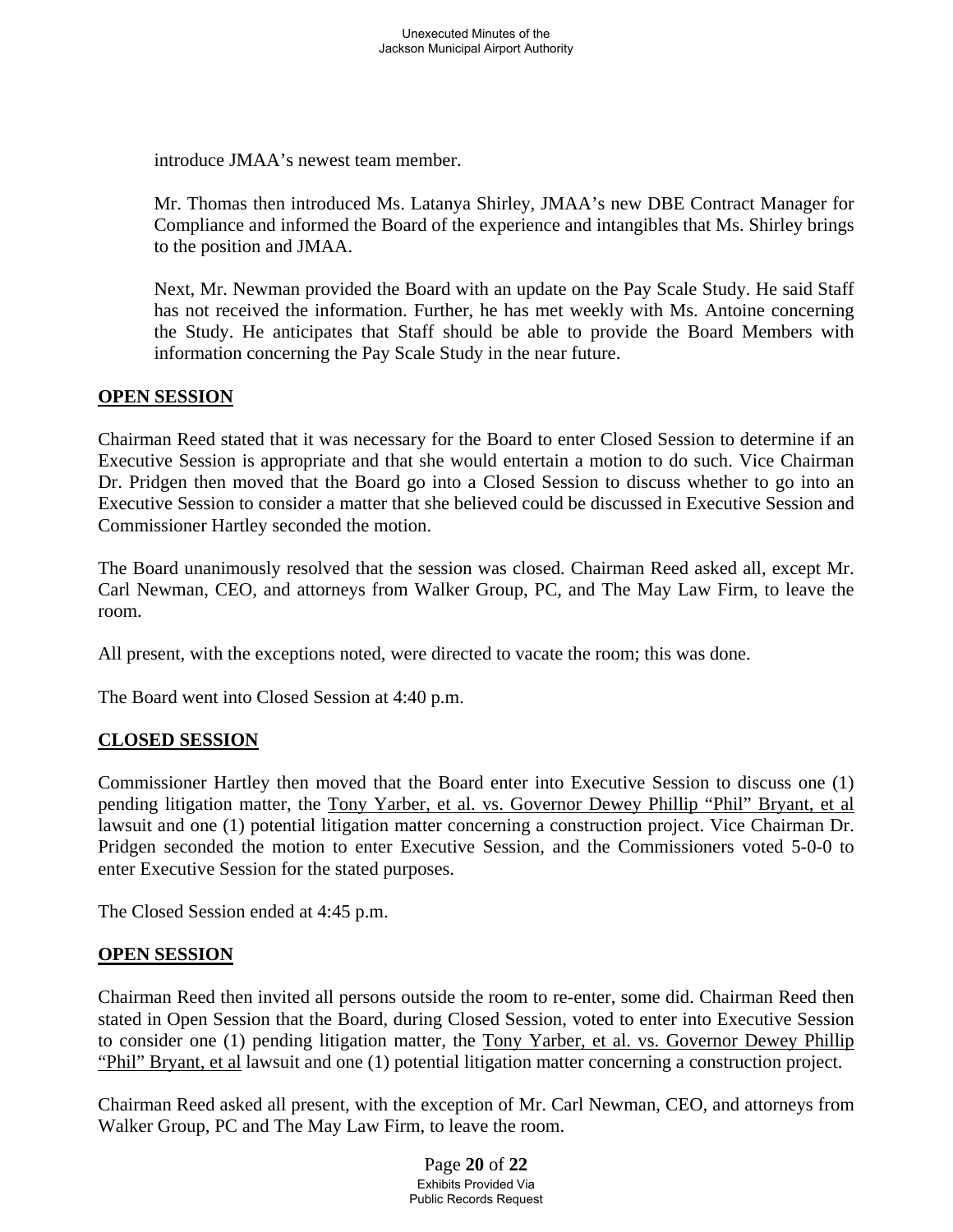introduce JMAA's newest team member.

Mr. Thomas then introduced Ms. Latanya Shirley, JMAA's new DBE Contract Manager for Compliance and informed the Board of the experience and intangibles that Ms. Shirley brings to the position and JMAA.

Next, Mr. Newman provided the Board with an update on the Pay Scale Study. He said Staff has not received the information. Further, he has met weekly with Ms. Antoine concerning the Study. He anticipates that Staff should be able to provide the Board Members with information concerning the Pay Scale Study in the near future.

## OPEN SESSION

Chairman Reed stated that it was necessary for the Board to enter Closed Session to determine if an Executive Session is appropriate and that she would entertain a motion to do such. Vice Chairman Dr. Pridgen then moved that the Board go into a Closed Session to discuss whether to go into an Executive Session to consider a matter that she believed could be discussed in Executive Session and Commissioner Hartley seconded the motion.

The Board unanimously resolved that the session was closed. Chairman Reed asked all, except Mr. Carl Newman, CEO, and attorneys from Walker Group, PC, and The May Law Firm, to leave the room.

All present, with the exceptions noted, were directed to vacate the room; this was done.

The Board went into Closed Session at 4:40 p.m.

## CLOSED SESSION

Commissioner Hartley then moved that the Board enter into Executive Session to discuss one (1) pending litigation matter, the Tony Yarber, et al. vs. Governor Dewey Phillip "Phil" Bryant, et al lawsuit and one (1) potential litigation matter concerning a construction project. Vice Chairman Dr. Pridgen seconded the motion to enter Executive Session, and the Commissioners voted 5-0-0 to enter Executive Session for the stated purposes.

The Closed Session ended at 4:45 p.m.

## OPEN SESSION

Chairman Reed then invited all persons outside the room to re-enter, some did. Chairman Reed then stated in Open Session that the Board, during Closed Session, voted to enter into Executive Session to consider one (1) pending litigation matter, the Tony Yarber, et al. vs. Governor Dewey Phillip "Phil" Bryant, et al lawsuit and one (1) potential litigation matter concerning a construction project.

Chairman Reed asked all present, with the exception of Mr. Carl Newman, CEO, and attorneys from Walker Group, PC and The May Law Firm, to leave the room.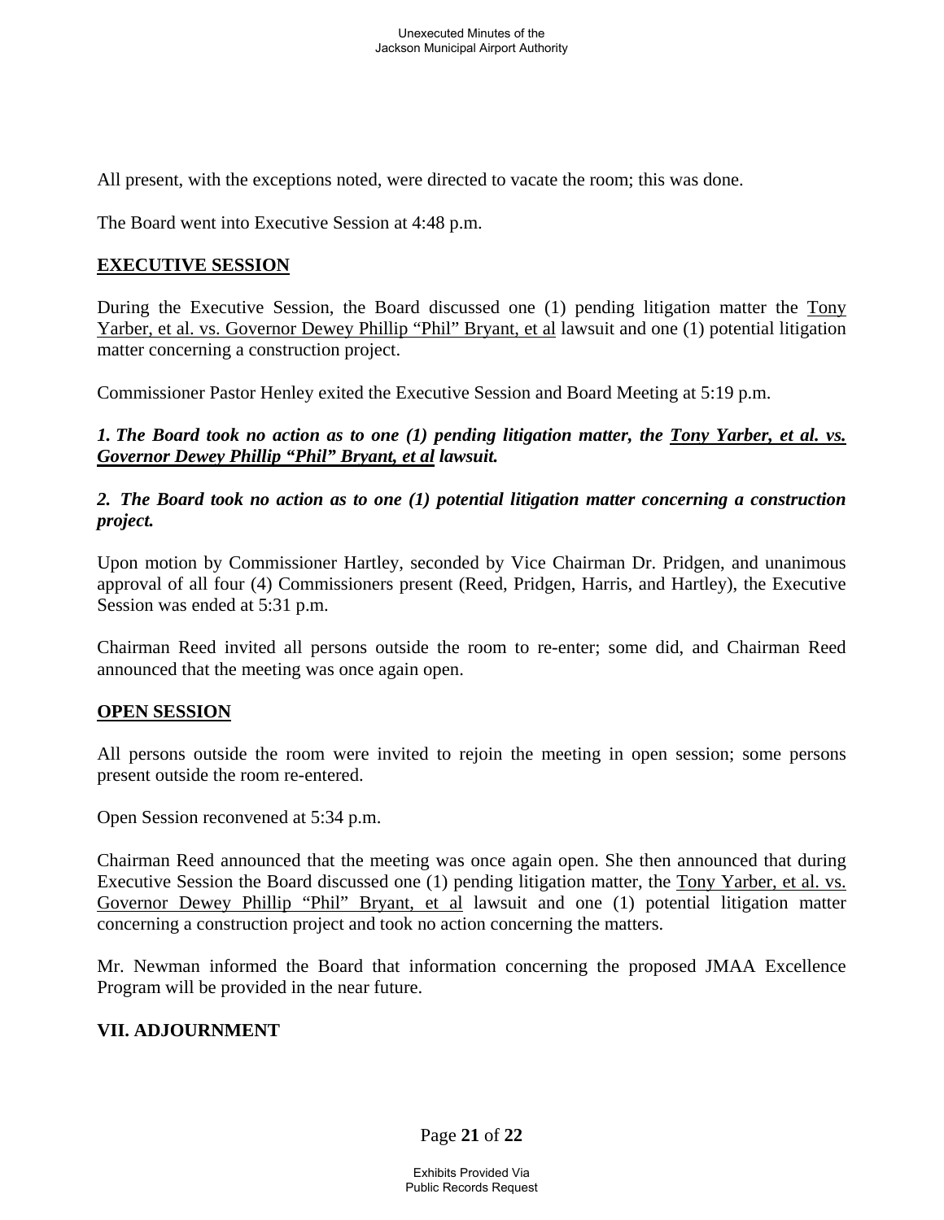All present, with the exceptions noted, were directed to vacate the room; this was done.

The Board went into Executive Session at 4:48 p.m.

## EXECUTIVE SESSION

During the Executive Session, the Board discussed one (1) pending litigation matter the Tony Yarber, et al. vs. Governor Dewey Phillip "Phil" Bryant, et al lawsuit and one (1) potential litigation matter concerning a construction project.

Commissioner Pastor Henley exited the Executive Session and Board Meeting at 5:19 p.m.

***1. The Board took no action as to one (1) pending litigation matter, the Tony Yarber, et al. vs. Governor Dewey Phillip "Phil" Bryant, et al lawsuit.***

***2. The Board took no action as to one (1) potential litigation matter concerning a construction project.***

Upon motion by Commissioner Hartley, seconded by Vice Chairman Dr. Pridgen, and unanimous approval of all four (4) Commissioners present (Reed, Pridgen, Harris, and Hartley), the Executive Session was ended at 5:31 p.m.

Chairman Reed invited all persons outside the room to re-enter; some did, and Chairman Reed announced that the meeting was once again open.

## OPEN SESSION

All persons outside the room were invited to rejoin the meeting in open session; some persons present outside the room re-entered.

Open Session reconvened at 5:34 p.m.

Chairman Reed announced that the meeting was once again open. She then announced that during Executive Session the Board discussed one (1) pending litigation matter, the Tony Yarber, et al. vs. Governor Dewey Phillip "Phil" Bryant, et al lawsuit and one (1) potential litigation matter concerning a construction project and took no action concerning the matters.

Mr. Newman informed the Board that information concerning the proposed JMAA Excellence Program will be provided in the near future.

## VII. ADJOURNMENT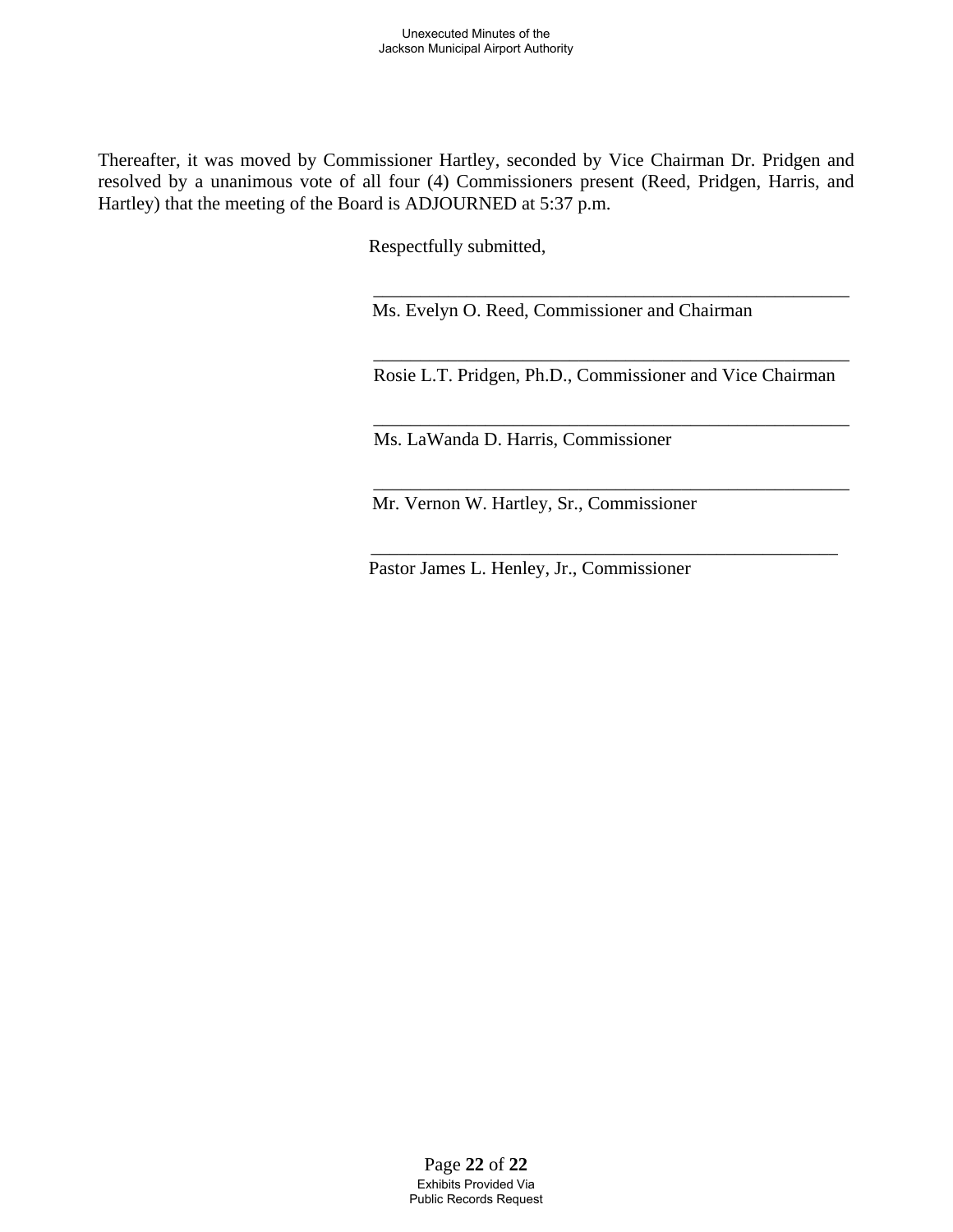Thereafter, it was moved by Commissioner Hartley, seconded by Vice Chairman Dr. Pridgen and resolved by a unanimous vote of all four (4) Commissioners present (Reed, Pridgen, Harris, and Hartley) that the meeting of the Board is ADJOURNED at 5:37 p.m.

Respectfully submitted,

\_\_\_\_\_\_\_\_\_\_\_\_\_\_\_\_\_\_\_\_\_\_\_\_\_\_\_\_\_\_\_\_\_\_\_\_\_\_\_\_\_\_\_\_\_\_\_\_

Ms. Evelyn O. Reed, Commissioner and Chairman

\_\_\_\_\_\_\_\_\_\_\_\_\_\_\_\_\_\_\_\_\_\_\_\_\_\_\_\_\_\_\_\_\_\_\_\_\_\_\_\_\_\_\_\_\_\_\_\_

Rosie L.T. Pridgen, Ph.D., Commissioner and Vice Chairman

\_\_\_\_\_\_\_\_\_\_\_\_\_\_\_\_\_\_\_\_\_\_\_\_\_\_\_\_\_\_\_\_\_\_\_\_\_\_\_\_\_\_\_\_\_\_\_\_

Ms. LaWanda D. Harris, Commissioner

\_\_\_\_\_\_\_\_\_\_\_\_\_\_\_\_\_\_\_\_\_\_\_\_\_\_\_\_\_\_\_\_\_\_\_\_\_\_\_\_\_\_\_\_\_\_\_\_

Mr. Vernon W. Hartley, Sr., Commissioner

\_\_\_\_\_\_\_\_\_\_\_\_\_\_\_\_\_\_\_\_\_\_\_\_\_\_\_\_\_\_\_\_\_\_\_\_\_\_\_\_\_\_\_\_\_\_\_\_

Pastor James L. Henley, Jr., Commissioner